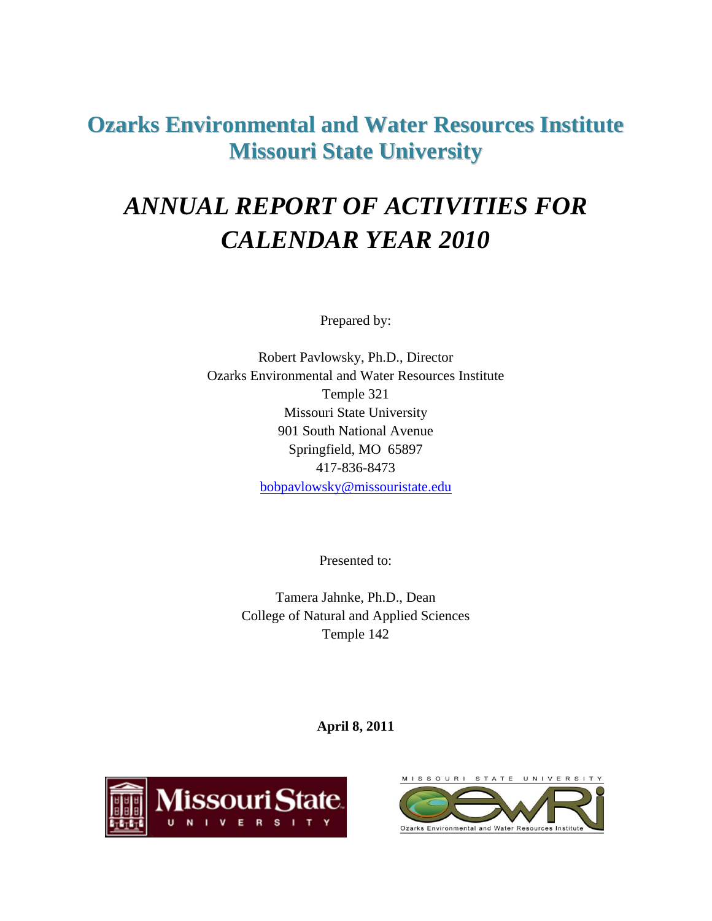# Ozarks Environmental and Water Resources Institute
# Missouri State University

## *ANNUAL REPORT OF ACTIVITIES FOR CALENDAR YEAR 2010*

Prepared by:

Robert Pavlowsky, Ph.D., Director
Ozarks Environmental and Water Resources Institute
Temple 321
Missouri State University
901 South National Avenue
Springfield, MO 65897
417-836-8473
bobpavlowsky@missouristate.edu

Presented to:

Tamera Jahnke, Ph.D., Dean
College of Natural and Applied Sciences
Temple 142

**April 8, 2011**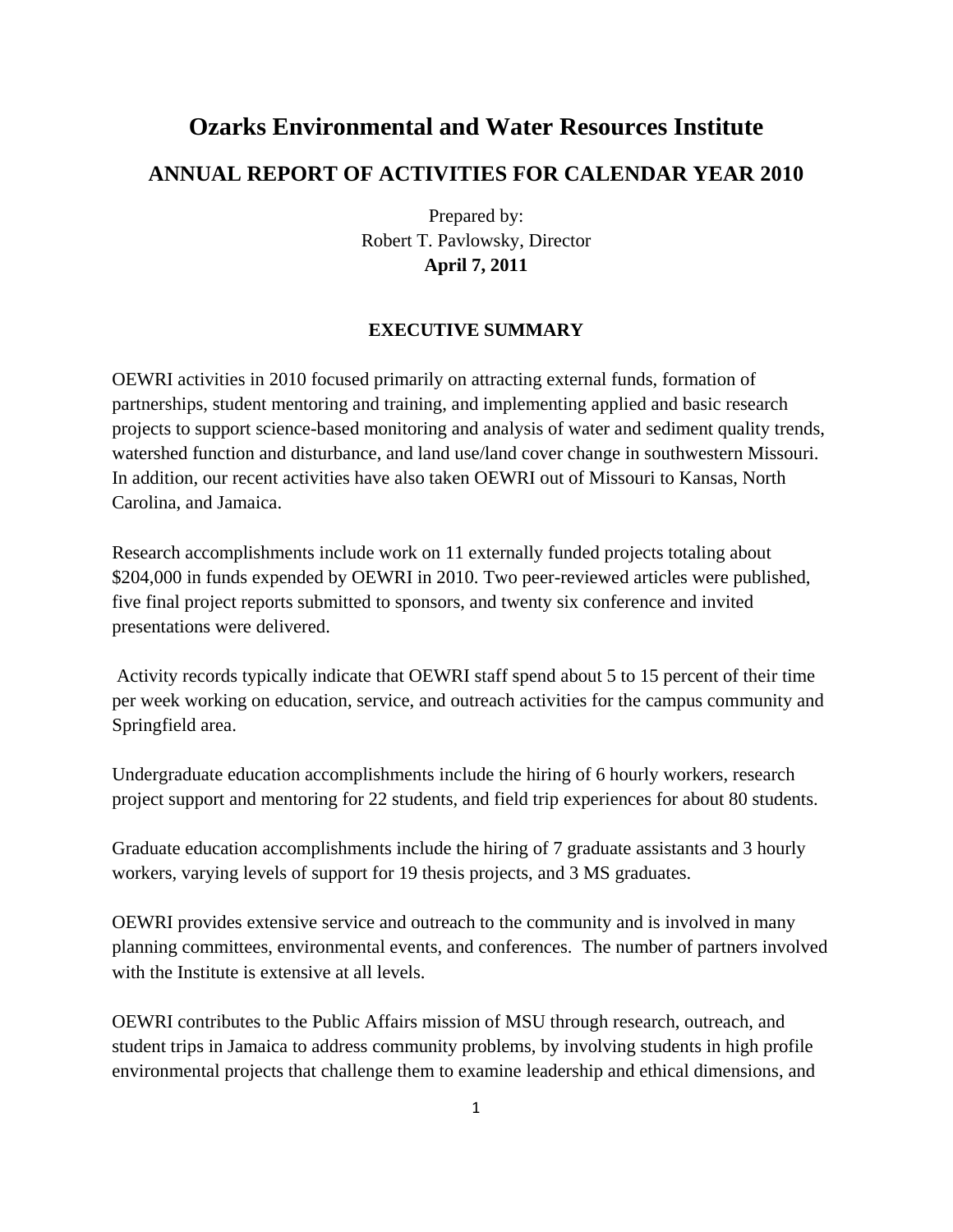# Ozarks Environmental and Water Resources Institute

## ANNUAL REPORT OF ACTIVITIES FOR CALENDAR YEAR 2010

Prepared by:
Robert T. Pavlowsky, Director
**April 7, 2011**

### EXECUTIVE SUMMARY

OEWRI activities in 2010 focused primarily on attracting external funds, formation of partnerships, student mentoring and training, and implementing applied and basic research projects to support science-based monitoring and analysis of water and sediment quality trends, watershed function and disturbance, and land use/land cover change in southwestern Missouri. In addition, our recent activities have also taken OEWRI out of Missouri to Kansas, North Carolina, and Jamaica.

Research accomplishments include work on 11 externally funded projects totaling about $204,000 in funds expended by OEWRI in 2010. Two peer-reviewed articles were published, five final project reports submitted to sponsors, and twenty six conference and invited presentations were delivered.

Activity records typically indicate that OEWRI staff spend about 5 to 15 percent of their time per week working on education, service, and outreach activities for the campus community and Springfield area.

Undergraduate education accomplishments include the hiring of 6 hourly workers, research project support and mentoring for 22 students, and field trip experiences for about 80 students.

Graduate education accomplishments include the hiring of 7 graduate assistants and 3 hourly workers, varying levels of support for 19 thesis projects, and 3 MS graduates.

OEWRI provides extensive service and outreach to the community and is involved in many planning committees, environmental events, and conferences. The number of partners involved with the Institute is extensive at all levels.

OEWRI contributes to the Public Affairs mission of MSU through research, outreach, and student trips in Jamaica to address community problems, by involving students in high profile environmental projects that challenge them to examine leadership and ethical dimensions, and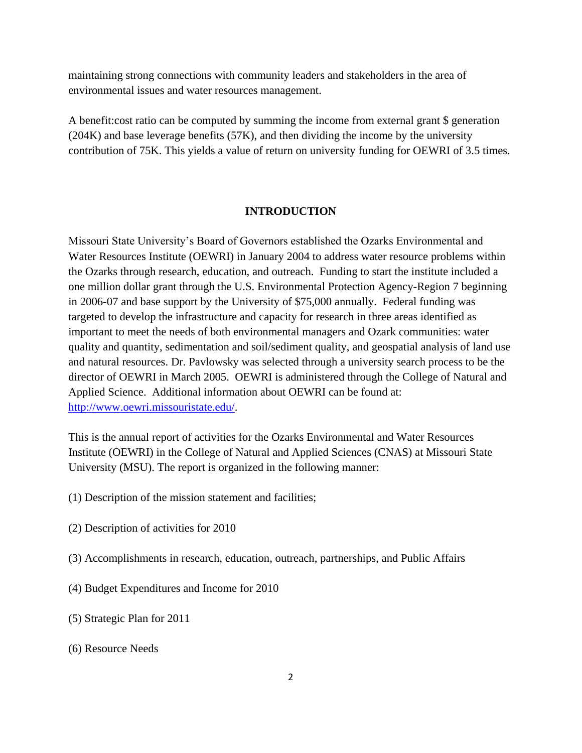maintaining strong connections with community leaders and stakeholders in the area of environmental issues and water resources management.

A benefit:cost ratio can be computed by summing the income from external grant $ generation (204K) and base leverage benefits (57K), and then dividing the income by the university contribution of 75K. This yields a value of return on university funding for OEWRI of 3.5 times.

## INTRODUCTION

Missouri State University's Board of Governors established the Ozarks Environmental and Water Resources Institute (OEWRI) in January 2004 to address water resource problems within the Ozarks through research, education, and outreach. Funding to start the institute included a one million dollar grant through the U.S. Environmental Protection Agency-Region 7 beginning in 2006-07 and base support by the University of $75,000 annually. Federal funding was targeted to develop the infrastructure and capacity for research in three areas identified as important to meet the needs of both environmental managers and Ozark communities: water quality and quantity, sedimentation and soil/sediment quality, and geospatial analysis of land use and natural resources. Dr. Pavlowsky was selected through a university search process to be the director of OEWRI in March 2005. OEWRI is administered through the College of Natural and Applied Science. Additional information about OEWRI can be found at: [http://www.oewri.missouristate.edu/](http://www.oewri.missouristate.edu/).

This is the annual report of activities for the Ozarks Environmental and Water Resources Institute (OEWRI) in the College of Natural and Applied Sciences (CNAS) at Missouri State University (MSU). The report is organized in the following manner:

(1) Description of the mission statement and facilities;

(2) Description of activities for 2010

(3) Accomplishments in research, education, outreach, partnerships, and Public Affairs

(4) Budget Expenditures and Income for 2010

(5) Strategic Plan for 2011

(6) Resource Needs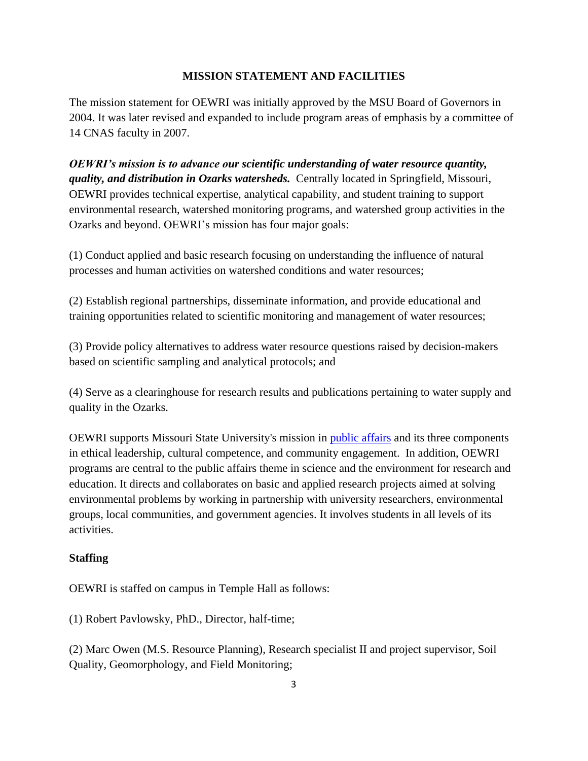## MISSION STATEMENT AND FACILITIES

The mission statement for OEWRI was initially approved by the MSU Board of Governors in 2004. It was later revised and expanded to include program areas of emphasis by a committee of 14 CNAS faculty in 2007.

***OEWRI's mission is to advance our scientific understanding of water resource quantity, quality, and distribution in Ozarks watersheds.*** Centrally located in Springfield, Missouri, OEWRI provides technical expertise, analytical capability, and student training to support environmental research, watershed monitoring programs, and watershed group activities in the Ozarks and beyond. OEWRI's mission has four major goals:

(1) Conduct applied and basic research focusing on understanding the influence of natural processes and human activities on watershed conditions and water resources;

(2) Establish regional partnerships, disseminate information, and provide educational and training opportunities related to scientific monitoring and management of water resources;

(3) Provide policy alternatives to address water resource questions raised by decision-makers based on scientific sampling and analytical protocols; and

(4) Serve as a clearinghouse for research results and publications pertaining to water supply and quality in the Ozarks.

OEWRI supports Missouri State University's mission in public affairs and its three components in ethical leadership, cultural competence, and community engagement. In addition, OEWRI programs are central to the public affairs theme in science and the environment for research and education. It directs and collaborates on basic and applied research projects aimed at solving environmental problems by working in partnership with university researchers, environmental groups, local communities, and government agencies. It involves students in all levels of its activities.

### Staffing

OEWRI is staffed on campus in Temple Hall as follows:

(1) Robert Pavlowsky, PhD., Director, half-time;

(2) Marc Owen (M.S. Resource Planning), Research specialist II and project supervisor, Soil Quality, Geomorphology, and Field Monitoring;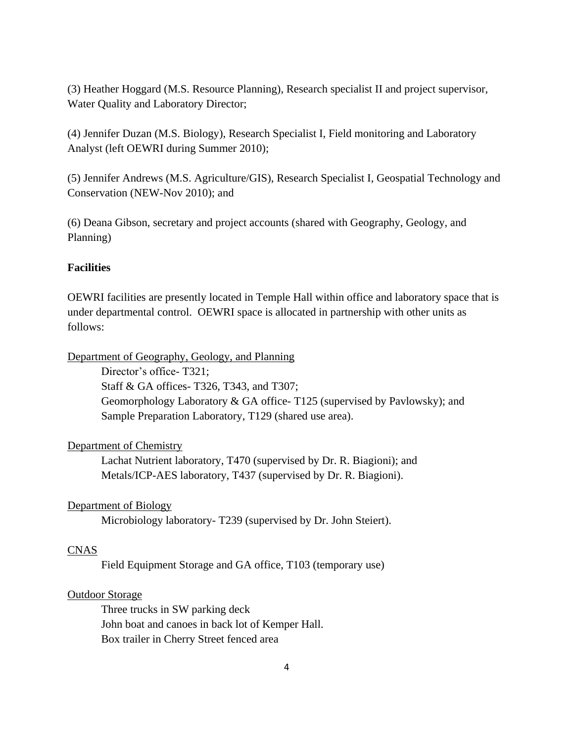(3) Heather Hoggard (M.S. Resource Planning), Research specialist II and project supervisor, Water Quality and Laboratory Director;

(4) Jennifer Duzan (M.S. Biology), Research Specialist I, Field monitoring and Laboratory Analyst (left OEWRI during Summer 2010);

(5) Jennifer Andrews (M.S. Agriculture/GIS), Research Specialist I, Geospatial Technology and Conservation (NEW-Nov 2010); and

(6) Deana Gibson, secretary and project accounts (shared with Geography, Geology, and Planning)

**Facilities**

OEWRI facilities are presently located in Temple Hall within office and laboratory space that is under departmental control. OEWRI space is allocated in partnership with other units as follows:

<u>Department of Geography, Geology, and Planning</u>

Director's office- T321;
Staff & GA offices- T326, T343, and T307;
Geomorphology Laboratory & GA office- T125 (supervised by Pavlowsky); and
Sample Preparation Laboratory, T129 (shared use area).

<u>Department of Chemistry</u>

Lachat Nutrient laboratory, T470 (supervised by Dr. R. Biagioni); and
Metals/ICP-AES laboratory, T437 (supervised by Dr. R. Biagioni).

<u>Department of Biology</u>

Microbiology laboratory- T239 (supervised by Dr. John Steiert).

<u>CNAS</u>

Field Equipment Storage and GA office, T103 (temporary use)

<u>Outdoor Storage</u>

Three trucks in SW parking deck
John boat and canoes in back lot of Kemper Hall.
Box trailer in Cherry Street fenced area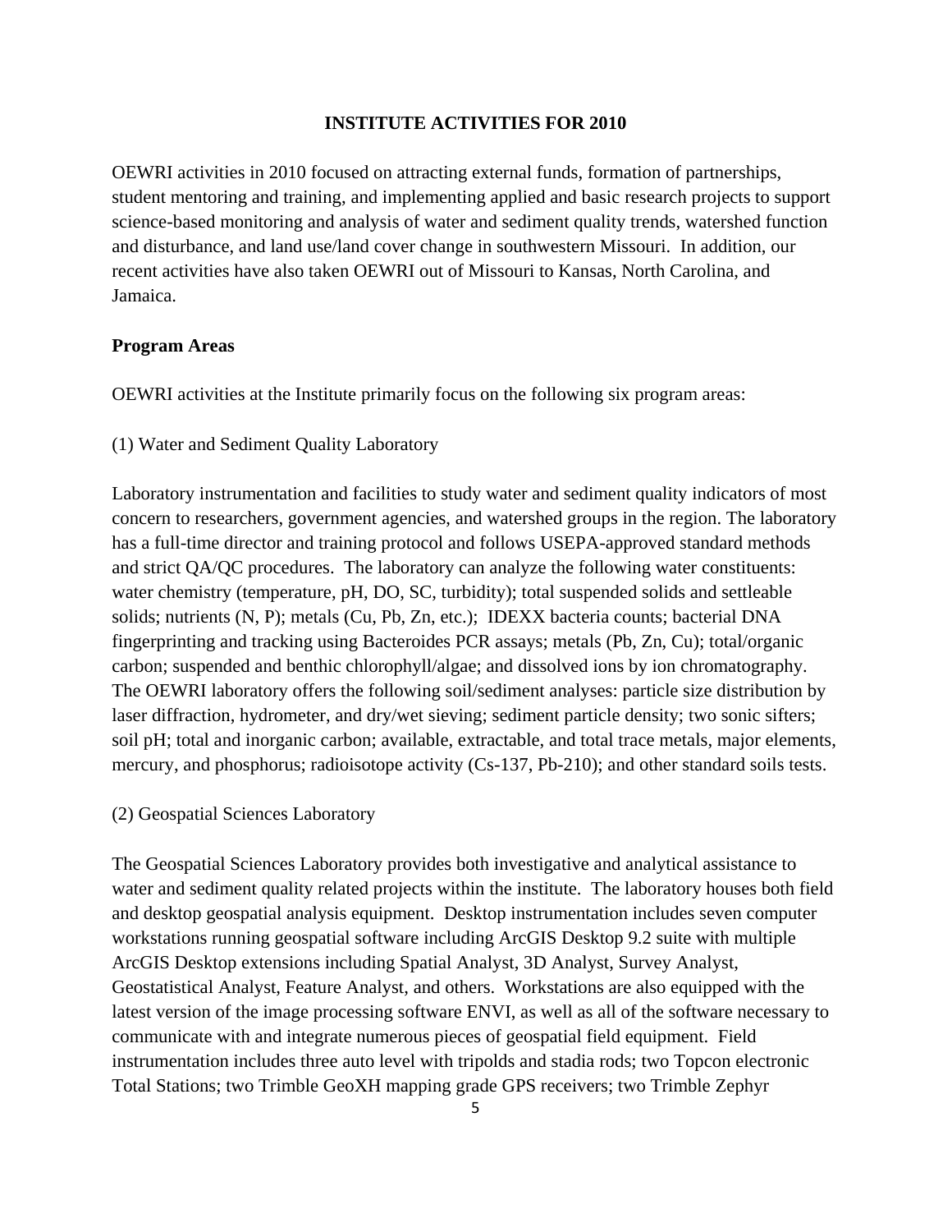# INSTITUTE ACTIVITIES FOR 2010

OEWRI activities in 2010 focused on attracting external funds, formation of partnerships, student mentoring and training, and implementing applied and basic research projects to support science-based monitoring and analysis of water and sediment quality trends, watershed function and disturbance, and land use/land cover change in southwestern Missouri. In addition, our recent activities have also taken OEWRI out of Missouri to Kansas, North Carolina, and Jamaica.

## Program Areas

OEWRI activities at the Institute primarily focus on the following six program areas:

(1) Water and Sediment Quality Laboratory

Laboratory instrumentation and facilities to study water and sediment quality indicators of most concern to researchers, government agencies, and watershed groups in the region. The laboratory has a full-time director and training protocol and follows USEPA-approved standard methods and strict QA/QC procedures. The laboratory can analyze the following water constituents: water chemistry (temperature, pH, DO, SC, turbidity); total suspended solids and settleable solids; nutrients (N, P); metals (Cu, Pb, Zn, etc.); IDEXX bacteria counts; bacterial DNA fingerprinting and tracking using Bacteroides PCR assays; metals (Pb, Zn, Cu); total/organic carbon; suspended and benthic chlorophyll/algae; and dissolved ions by ion chromatography. The OEWRI laboratory offers the following soil/sediment analyses: particle size distribution by laser diffraction, hydrometer, and dry/wet sieving; sediment particle density; two sonic sifters; soil pH; total and inorganic carbon; available, extractable, and total trace metals, major elements, mercury, and phosphorus; radioisotope activity (Cs-137, Pb-210); and other standard soils tests.

(2) Geospatial Sciences Laboratory

The Geospatial Sciences Laboratory provides both investigative and analytical assistance to water and sediment quality related projects within the institute. The laboratory houses both field and desktop geospatial analysis equipment. Desktop instrumentation includes seven computer workstations running geospatial software including ArcGIS Desktop 9.2 suite with multiple ArcGIS Desktop extensions including Spatial Analyst, 3D Analyst, Survey Analyst, Geostatistical Analyst, Feature Analyst, and others. Workstations are also equipped with the latest version of the image processing software ENVI, as well as all of the software necessary to communicate with and integrate numerous pieces of geospatial field equipment. Field instrumentation includes three auto level with tripolds and stadia rods; two Topcon electronic Total Stations; two Trimble GeoXH mapping grade GPS receivers; two Trimble Zephyr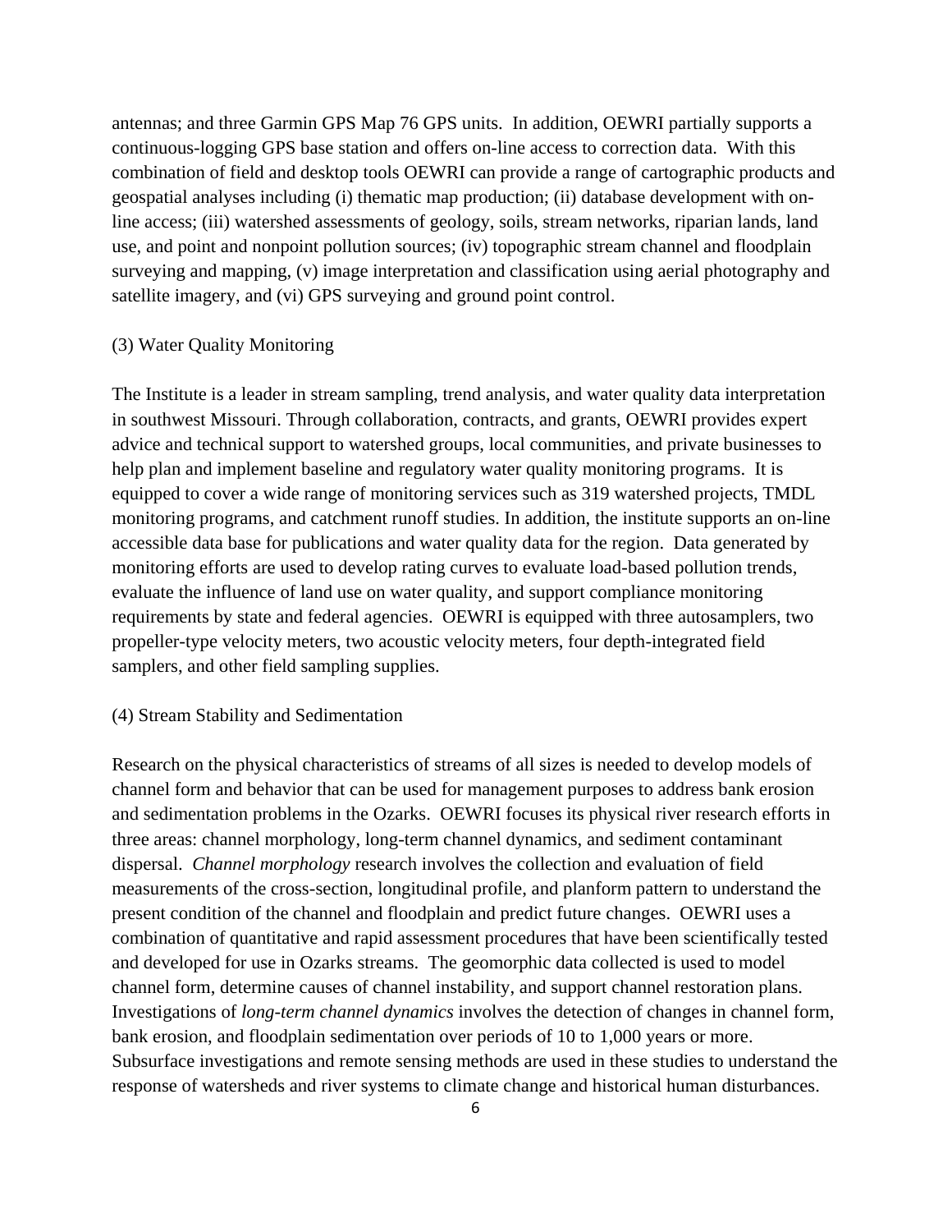antennas; and three Garmin GPS Map 76 GPS units. In addition, OEWRI partially supports a continuous-logging GPS base station and offers on-line access to correction data. With this combination of field and desktop tools OEWRI can provide a range of cartographic products and geospatial analyses including (i) thematic map production; (ii) database development with on-line access; (iii) watershed assessments of geology, soils, stream networks, riparian lands, land use, and point and nonpoint pollution sources; (iv) topographic stream channel and floodplain surveying and mapping, (v) image interpretation and classification using aerial photography and satellite imagery, and (vi) GPS surveying and ground point control.

(3) Water Quality Monitoring

The Institute is a leader in stream sampling, trend analysis, and water quality data interpretation in southwest Missouri. Through collaboration, contracts, and grants, OEWRI provides expert advice and technical support to watershed groups, local communities, and private businesses to help plan and implement baseline and regulatory water quality monitoring programs. It is equipped to cover a wide range of monitoring services such as 319 watershed projects, TMDL monitoring programs, and catchment runoff studies. In addition, the institute supports an on-line accessible data base for publications and water quality data for the region. Data generated by monitoring efforts are used to develop rating curves to evaluate load-based pollution trends, evaluate the influence of land use on water quality, and support compliance monitoring requirements by state and federal agencies. OEWRI is equipped with three autosamplers, two propeller-type velocity meters, two acoustic velocity meters, four depth-integrated field samplers, and other field sampling supplies.

(4) Stream Stability and Sedimentation

Research on the physical characteristics of streams of all sizes is needed to develop models of channel form and behavior that can be used for management purposes to address bank erosion and sedimentation problems in the Ozarks. OEWRI focuses its physical river research efforts in three areas: channel morphology, long-term channel dynamics, and sediment contaminant dispersal. *Channel morphology* research involves the collection and evaluation of field measurements of the cross-section, longitudinal profile, and planform pattern to understand the present condition of the channel and floodplain and predict future changes. OEWRI uses a combination of quantitative and rapid assessment procedures that have been scientifically tested and developed for use in Ozarks streams. The geomorphic data collected is used to model channel form, determine causes of channel instability, and support channel restoration plans. Investigations of *long-term channel dynamics* involves the detection of changes in channel form, bank erosion, and floodplain sedimentation over periods of 10 to 1,000 years or more. Subsurface investigations and remote sensing methods are used in these studies to understand the response of watersheds and river systems to climate change and historical human disturbances.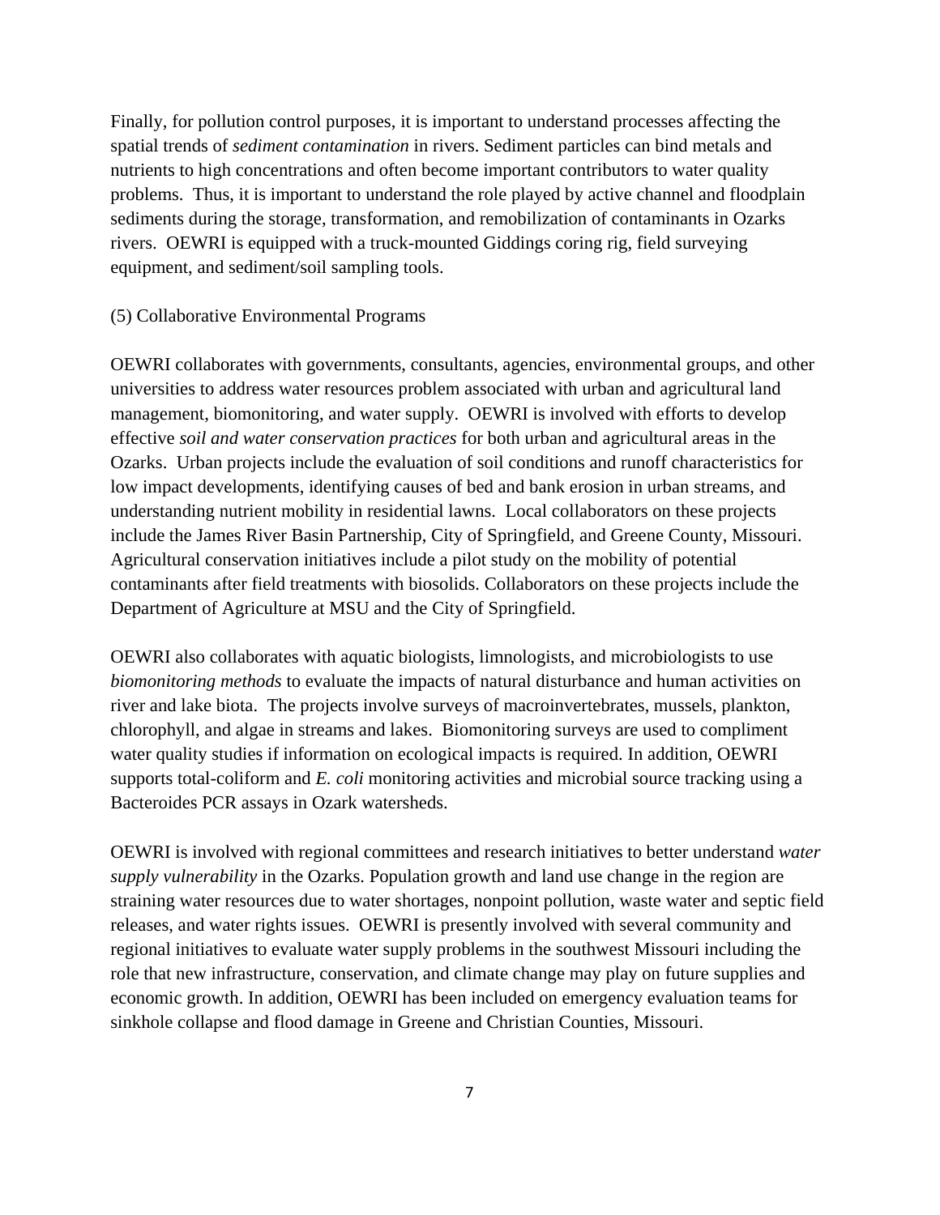Finally, for pollution control purposes, it is important to understand processes affecting the spatial trends of *sediment contamination* in rivers. Sediment particles can bind metals and nutrients to high concentrations and often become important contributors to water quality problems. Thus, it is important to understand the role played by active channel and floodplain sediments during the storage, transformation, and remobilization of contaminants in Ozarks rivers. OEWRI is equipped with a truck-mounted Giddings coring rig, field surveying equipment, and sediment/soil sampling tools.

(5) Collaborative Environmental Programs

OEWRI collaborates with governments, consultants, agencies, environmental groups, and other universities to address water resources problem associated with urban and agricultural land management, biomonitoring, and water supply. OEWRI is involved with efforts to develop effective *soil and water conservation practices* for both urban and agricultural areas in the Ozarks. Urban projects include the evaluation of soil conditions and runoff characteristics for low impact developments, identifying causes of bed and bank erosion in urban streams, and understanding nutrient mobility in residential lawns. Local collaborators on these projects include the James River Basin Partnership, City of Springfield, and Greene County, Missouri. Agricultural conservation initiatives include a pilot study on the mobility of potential contaminants after field treatments with biosolids. Collaborators on these projects include the Department of Agriculture at MSU and the City of Springfield.

OEWRI also collaborates with aquatic biologists, limnologists, and microbiologists to use *biomonitoring methods* to evaluate the impacts of natural disturbance and human activities on river and lake biota. The projects involve surveys of macroinvertebrates, mussels, plankton, chlorophyll, and algae in streams and lakes. Biomonitoring surveys are used to compliment water quality studies if information on ecological impacts is required. In addition, OEWRI supports total-coliform and *E. coli* monitoring activities and microbial source tracking using a Bacteroides PCR assays in Ozark watersheds.

OEWRI is involved with regional committees and research initiatives to better understand *water supply vulnerability* in the Ozarks. Population growth and land use change in the region are straining water resources due to water shortages, nonpoint pollution, waste water and septic field releases, and water rights issues. OEWRI is presently involved with several community and regional initiatives to evaluate water supply problems in the southwest Missouri including the role that new infrastructure, conservation, and climate change may play on future supplies and economic growth. In addition, OEWRI has been included on emergency evaluation teams for sinkhole collapse and flood damage in Greene and Christian Counties, Missouri.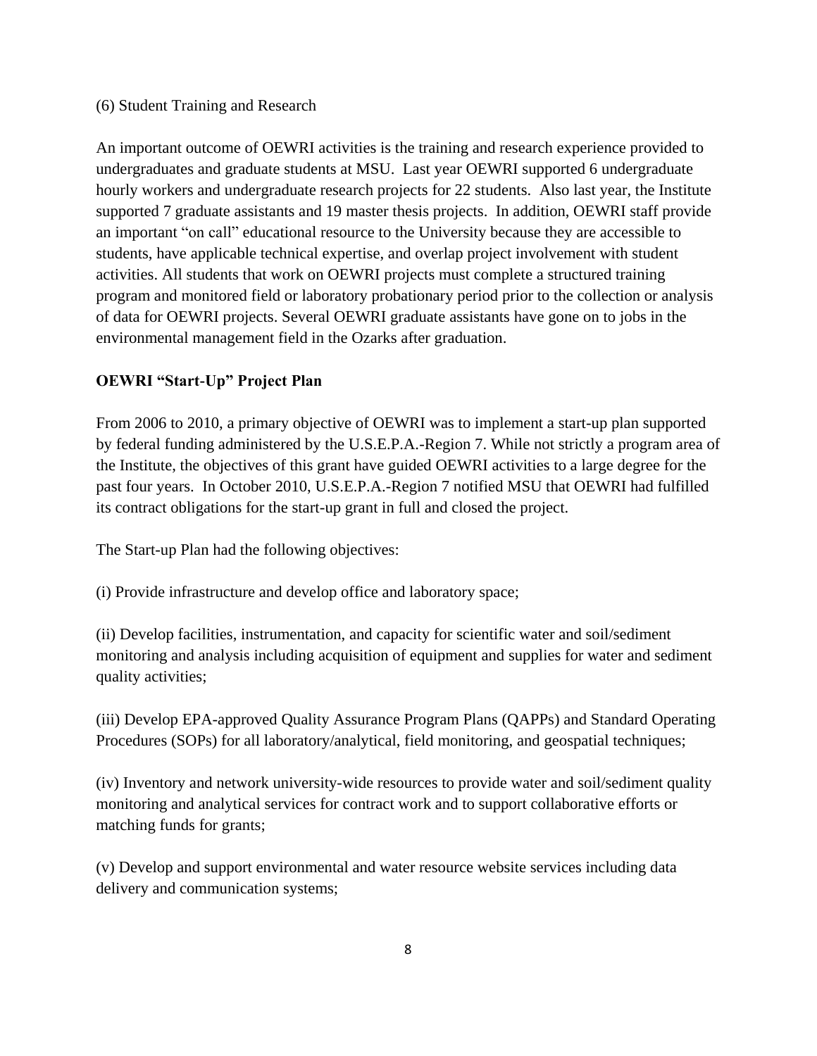(6) Student Training and Research

An important outcome of OEWRI activities is the training and research experience provided to undergraduates and graduate students at MSU. Last year OEWRI supported 6 undergraduate hourly workers and undergraduate research projects for 22 students. Also last year, the Institute supported 7 graduate assistants and 19 master thesis projects. In addition, OEWRI staff provide an important "on call" educational resource to the University because they are accessible to students, have applicable technical expertise, and overlap project involvement with student activities. All students that work on OEWRI projects must complete a structured training program and monitored field or laboratory probationary period prior to the collection or analysis of data for OEWRI projects. Several OEWRI graduate assistants have gone on to jobs in the environmental management field in the Ozarks after graduation.

**OEWRI "Start-Up" Project Plan**

From 2006 to 2010, a primary objective of OEWRI was to implement a start-up plan supported by federal funding administered by the U.S.E.P.A.-Region 7. While not strictly a program area of the Institute, the objectives of this grant have guided OEWRI activities to a large degree for the past four years. In October 2010, U.S.E.P.A.-Region 7 notified MSU that OEWRI had fulfilled its contract obligations for the start-up grant in full and closed the project.

The Start-up Plan had the following objectives:

(i) Provide infrastructure and develop office and laboratory space;

(ii) Develop facilities, instrumentation, and capacity for scientific water and soil/sediment monitoring and analysis including acquisition of equipment and supplies for water and sediment quality activities;

(iii) Develop EPA-approved Quality Assurance Program Plans (QAPPs) and Standard Operating Procedures (SOPs) for all laboratory/analytical, field monitoring, and geospatial techniques;

(iv) Inventory and network university-wide resources to provide water and soil/sediment quality monitoring and analytical services for contract work and to support collaborative efforts or matching funds for grants;

(v) Develop and support environmental and water resource website services including data delivery and communication systems;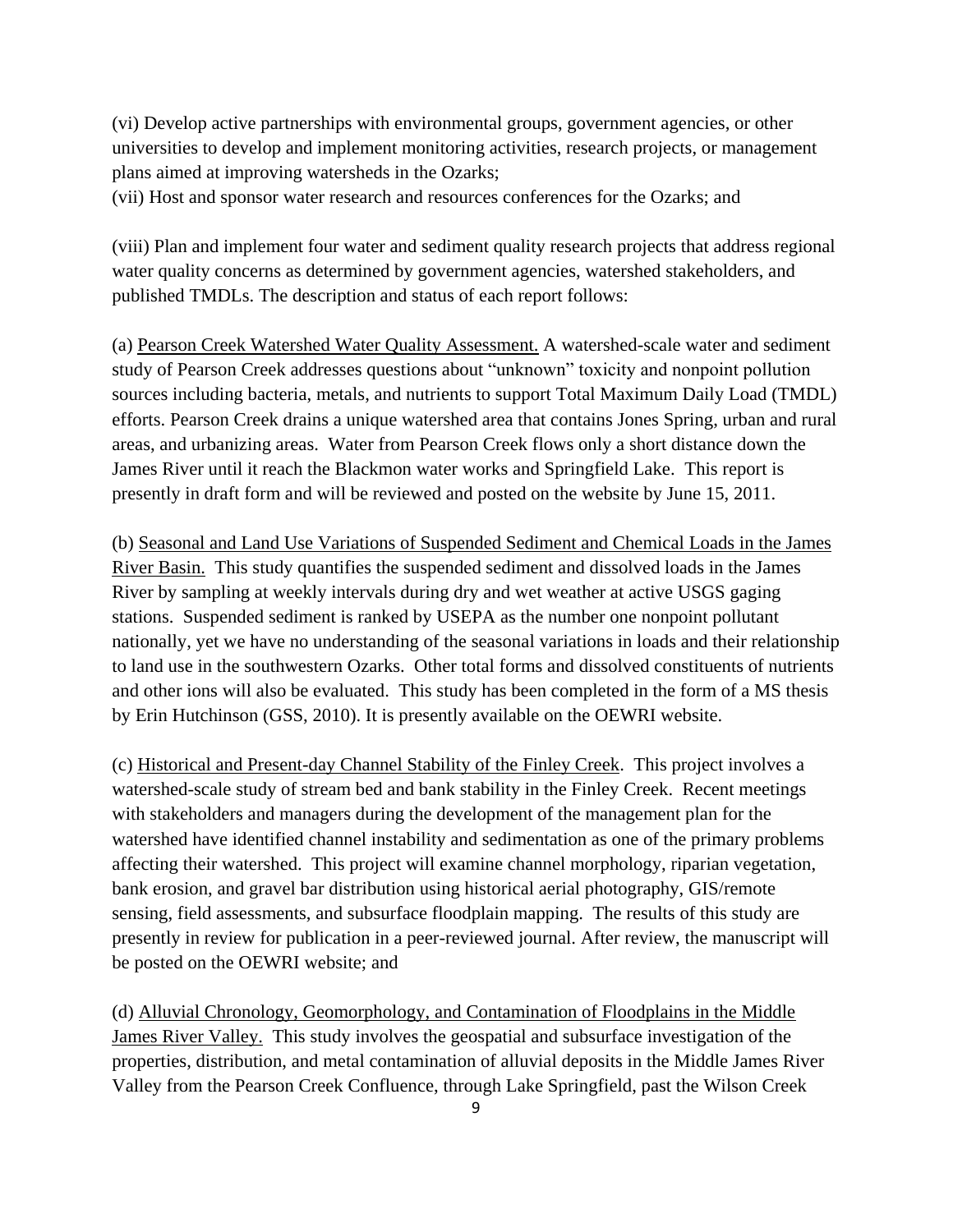(vi) Develop active partnerships with environmental groups, government agencies, or other universities to develop and implement monitoring activities, research projects, or management plans aimed at improving watersheds in the Ozarks;

(vii) Host and sponsor water research and resources conferences for the Ozarks; and

(viii) Plan and implement four water and sediment quality research projects that address regional water quality concerns as determined by government agencies, watershed stakeholders, and published TMDLs. The description and status of each report follows:

(a) Pearson Creek Watershed Water Quality Assessment. A watershed-scale water and sediment study of Pearson Creek addresses questions about "unknown" toxicity and nonpoint pollution sources including bacteria, metals, and nutrients to support Total Maximum Daily Load (TMDL) efforts. Pearson Creek drains a unique watershed area that contains Jones Spring, urban and rural areas, and urbanizing areas. Water from Pearson Creek flows only a short distance down the James River until it reach the Blackmon water works and Springfield Lake. This report is presently in draft form and will be reviewed and posted on the website by June 15, 2011.

(b) Seasonal and Land Use Variations of Suspended Sediment and Chemical Loads in the James River Basin. This study quantifies the suspended sediment and dissolved loads in the James River by sampling at weekly intervals during dry and wet weather at active USGS gaging stations. Suspended sediment is ranked by USEPA as the number one nonpoint pollutant nationally, yet we have no understanding of the seasonal variations in loads and their relationship to land use in the southwestern Ozarks. Other total forms and dissolved constituents of nutrients and other ions will also be evaluated. This study has been completed in the form of a MS thesis by Erin Hutchinson (GSS, 2010). It is presently available on the OEWRI website.

(c) Historical and Present-day Channel Stability of the Finley Creek. This project involves a watershed-scale study of stream bed and bank stability in the Finley Creek. Recent meetings with stakeholders and managers during the development of the management plan for the watershed have identified channel instability and sedimentation as one of the primary problems affecting their watershed. This project will examine channel morphology, riparian vegetation, bank erosion, and gravel bar distribution using historical aerial photography, GIS/remote sensing, field assessments, and subsurface floodplain mapping. The results of this study are presently in review for publication in a peer-reviewed journal. After review, the manuscript will be posted on the OEWRI website; and

(d) Alluvial Chronology, Geomorphology, and Contamination of Floodplains in the Middle James River Valley. This study involves the geospatial and subsurface investigation of the properties, distribution, and metal contamination of alluvial deposits in the Middle James River Valley from the Pearson Creek Confluence, through Lake Springfield, past the Wilson Creek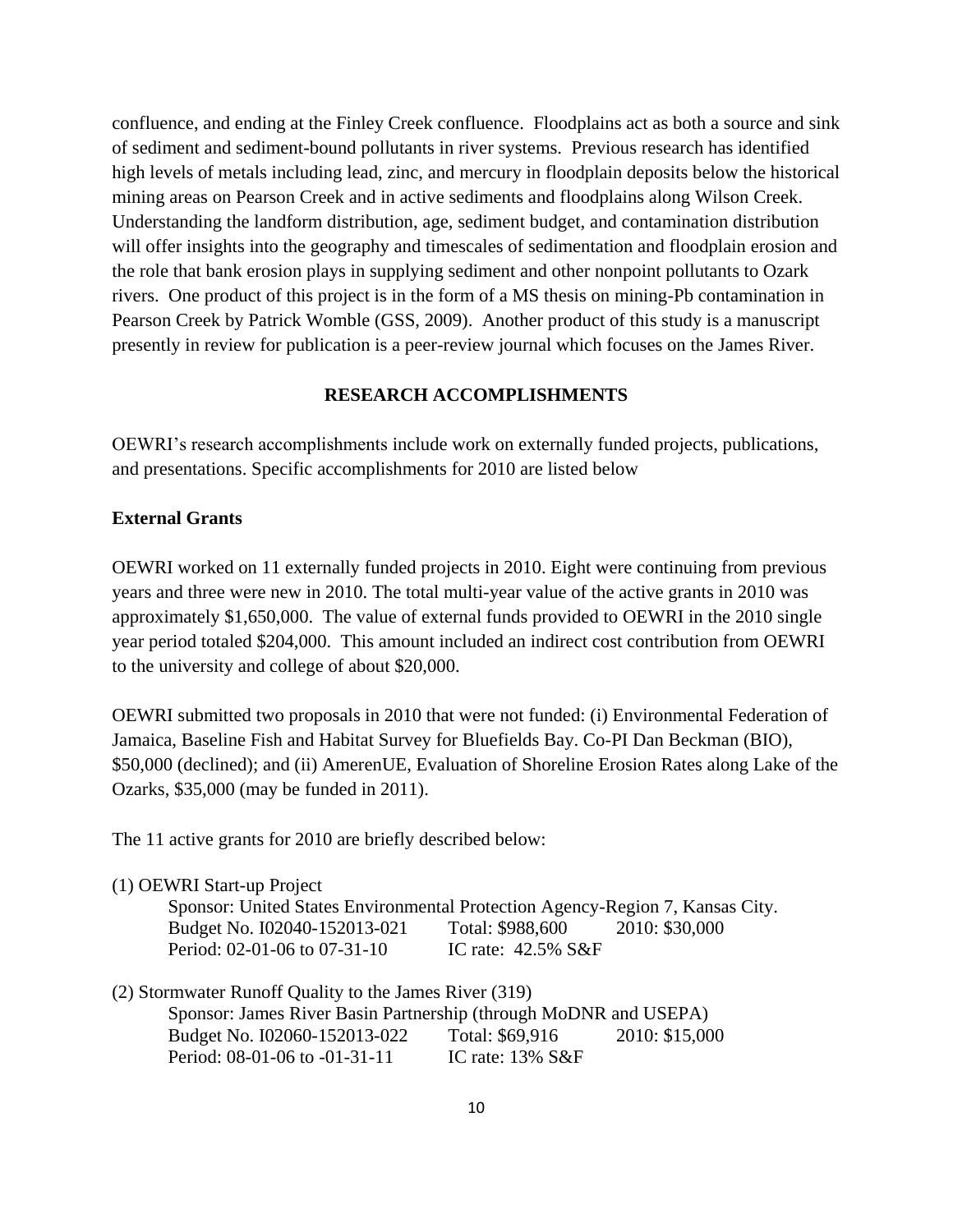confluence, and ending at the Finley Creek confluence. Floodplains act as both a source and sink of sediment and sediment-bound pollutants in river systems. Previous research has identified high levels of metals including lead, zinc, and mercury in floodplain deposits below the historical mining areas on Pearson Creek and in active sediments and floodplains along Wilson Creek. Understanding the landform distribution, age, sediment budget, and contamination distribution will offer insights into the geography and timescales of sedimentation and floodplain erosion and the role that bank erosion plays in supplying sediment and other nonpoint pollutants to Ozark rivers. One product of this project is in the form of a MS thesis on mining-Pb contamination in Pearson Creek by Patrick Womble (GSS, 2009). Another product of this study is a manuscript presently in review for publication is a peer-review journal which focuses on the James River.

## RESEARCH ACCOMPLISHMENTS

OEWRI's research accomplishments include work on externally funded projects, publications, and presentations. Specific accomplishments for 2010 are listed below

### External Grants

OEWRI worked on 11 externally funded projects in 2010. Eight were continuing from previous years and three were new in 2010. The total multi-year value of the active grants in 2010 was approximately $1,650,000. The value of external funds provided to OEWRI in the 2010 single year period totaled $204,000. This amount included an indirect cost contribution from OEWRI to the university and college of about $20,000.

OEWRI submitted two proposals in 2010 that were not funded: (i) Environmental Federation of Jamaica, Baseline Fish and Habitat Survey for Bluefields Bay. Co-PI Dan Beckman (BIO), $50,000 (declined); and (ii) AmerenUE, Evaluation of Shoreline Erosion Rates along Lake of the Ozarks, $35,000 (may be funded in 2011).

The 11 active grants for 2010 are briefly described below:

(1) OEWRI Start-up Project

Sponsor: United States Environmental Protection Agency-Region 7, Kansas City.
Budget No. I02040-152013-021 Total: $988,600 2010: $30,000
Period: 02-01-06 to 07-31-10 IC rate: 42.5% S&F

(2) Stormwater Runoff Quality to the James River (319)

Sponsor: James River Basin Partnership (through MoDNR and USEPA)
Budget No. I02060-152013-022 Total: $69,916 2010: $15,000
Period: 08-01-06 to -01-31-11 IC rate: 13% S&F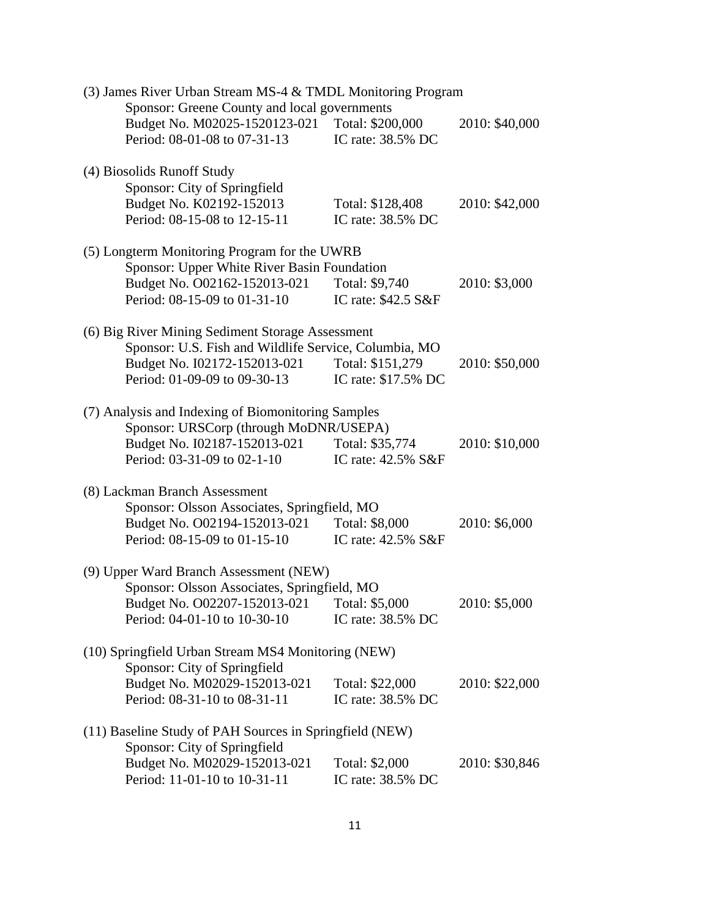(3) James River Urban Stream MS-4 & TMDL Monitoring Program
Sponsor: Greene County and local governments
Budget No. M02025-1520123-021 Total: $200,000 2010: $40,000
Period: 08-01-08 to 07-31-13 IC rate: 38.5% DC

(4) Biosolids Runoff Study
Sponsor: City of Springfield
Budget No. K02192-152013 Total: $128,408 2010: $42,000
Period: 08-15-08 to 12-15-11 IC rate: 38.5% DC

(5) Longterm Monitoring Program for the UWRB
Sponsor: Upper White River Basin Foundation
Budget No. O02162-152013-021 Total: $9,740 2010: $3,000
Period: 08-15-09 to 01-31-10 IC rate: $42.5 S&F

(6) Big River Mining Sediment Storage Assessment
Sponsor: U.S. Fish and Wildlife Service, Columbia, MO
Budget No. I02172-152013-021 Total: $151,279 2010: $50,000
Period: 01-09-09 to 09-30-13 IC rate: $17.5% DC

(7) Analysis and Indexing of Biomonitoring Samples
Sponsor: URSCorp (through MoDNR/USEPA)
Budget No. I02187-152013-021 Total: $35,774 2010: $10,000
Period: 03-31-09 to 02-1-10 IC rate: 42.5% S&F

(8) Lackman Branch Assessment
Sponsor: Olsson Associates, Springfield, MO
Budget No. O02194-152013-021 Total: $8,000 2010: $6,000
Period: 08-15-09 to 01-15-10 IC rate: 42.5% S&F

(9) Upper Ward Branch Assessment (NEW)
Sponsor: Olsson Associates, Springfield, MO
Budget No. O02207-152013-021 Total: $5,000 2010: $5,000
Period: 04-01-10 to 10-30-10 IC rate: 38.5% DC

(10) Springfield Urban Stream MS4 Monitoring (NEW)
Sponsor: City of Springfield
Budget No. M02029-152013-021 Total: $22,000 2010: $22,000
Period: 08-31-10 to 08-31-11 IC rate: 38.5% DC

(11) Baseline Study of PAH Sources in Springfield (NEW)
Sponsor: City of Springfield
Budget No. M02029-152013-021 Total: $2,000 2010: $30,846
Period: 11-01-10 to 10-31-11 IC rate: 38.5% DC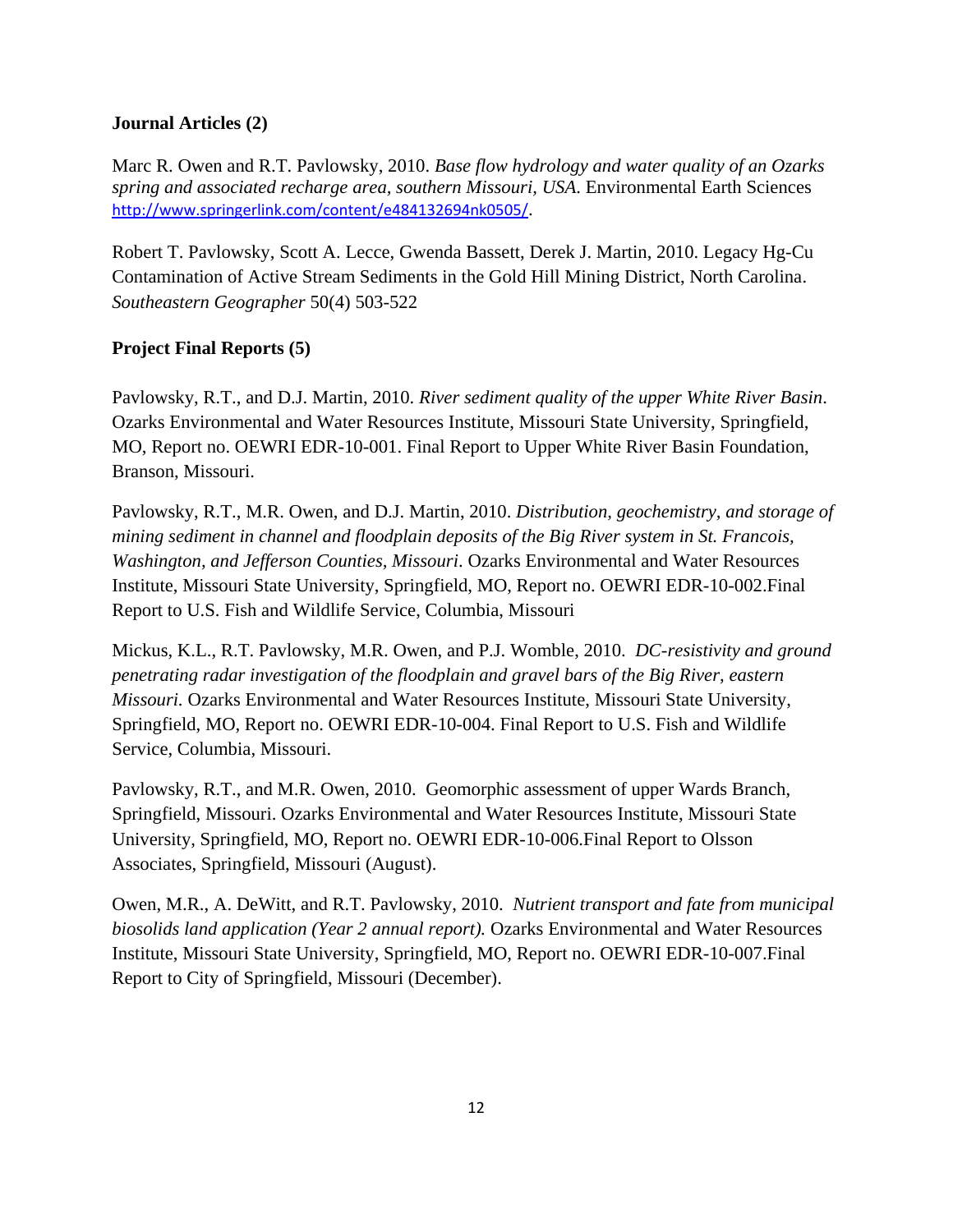**Journal Articles (2)**

Marc R. Owen and R.T. Pavlowsky, 2010. *Base flow hydrology and water quality of an Ozarks spring and associated recharge area, southern Missouri, USA.* Environmental Earth Sciences http://www.springerlink.com/content/e484132694nk0505/.

Robert T. Pavlowsky, Scott A. Lecce, Gwenda Bassett, Derek J. Martin, 2010. Legacy Hg-Cu Contamination of Active Stream Sediments in the Gold Hill Mining District, North Carolina. *Southeastern Geographer* 50(4) 503-522

**Project Final Reports (5)**

Pavlowsky, R.T., and D.J. Martin, 2010. *River sediment quality of the upper White River Basin*. Ozarks Environmental and Water Resources Institute, Missouri State University, Springfield, MO, Report no. OEWRI EDR-10-001. Final Report to Upper White River Basin Foundation, Branson, Missouri.

Pavlowsky, R.T., M.R. Owen, and D.J. Martin, 2010. *Distribution, geochemistry, and storage of mining sediment in channel and floodplain deposits of the Big River system in St. Francois, Washington, and Jefferson Counties, Missouri*. Ozarks Environmental and Water Resources Institute, Missouri State University, Springfield, MO, Report no. OEWRI EDR-10-002.Final Report to U.S. Fish and Wildlife Service, Columbia, Missouri

Mickus, K.L., R.T. Pavlowsky, M.R. Owen, and P.J. Womble, 2010. *DC-resistivity and ground penetrating radar investigation of the floodplain and gravel bars of the Big River, eastern Missouri.* Ozarks Environmental and Water Resources Institute, Missouri State University, Springfield, MO, Report no. OEWRI EDR-10-004. Final Report to U.S. Fish and Wildlife Service, Columbia, Missouri.

Pavlowsky, R.T., and M.R. Owen, 2010. Geomorphic assessment of upper Wards Branch, Springfield, Missouri. Ozarks Environmental and Water Resources Institute, Missouri State University, Springfield, MO, Report no. OEWRI EDR-10-006.Final Report to Olsson Associates, Springfield, Missouri (August).

Owen, M.R., A. DeWitt, and R.T. Pavlowsky, 2010. *Nutrient transport and fate from municipal biosolids land application (Year 2 annual report).* Ozarks Environmental and Water Resources Institute, Missouri State University, Springfield, MO, Report no. OEWRI EDR-10-007.Final Report to City of Springfield, Missouri (December).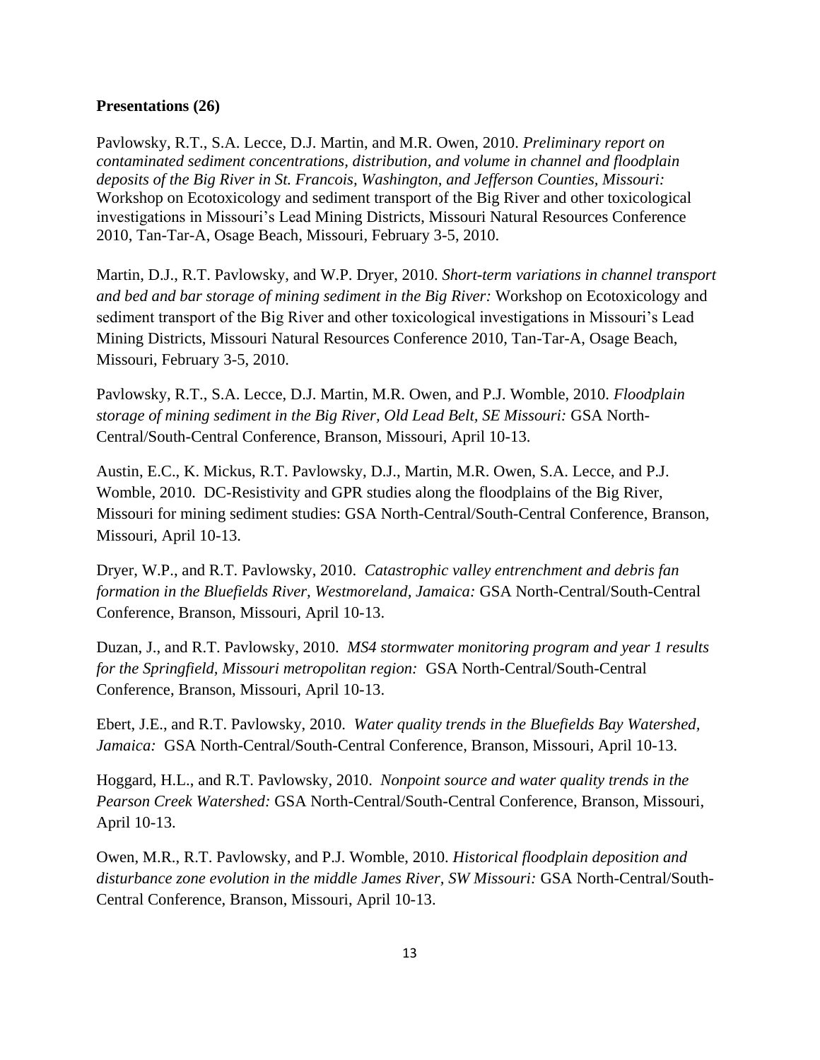**Presentations (26)**

Pavlowsky, R.T., S.A. Lecce, D.J. Martin, and M.R. Owen, 2010. *Preliminary report on contaminated sediment concentrations, distribution, and volume in channel and floodplain deposits of the Big River in St. Francois, Washington, and Jefferson Counties, Missouri:* Workshop on Ecotoxicology and sediment transport of the Big River and other toxicological investigations in Missouri's Lead Mining Districts, Missouri Natural Resources Conference 2010, Tan-Tar-A, Osage Beach, Missouri, February 3-5, 2010.

Martin, D.J., R.T. Pavlowsky, and W.P. Dryer, 2010. *Short-term variations in channel transport and bed and bar storage of mining sediment in the Big River:* Workshop on Ecotoxicology and sediment transport of the Big River and other toxicological investigations in Missouri's Lead Mining Districts, Missouri Natural Resources Conference 2010, Tan-Tar-A, Osage Beach, Missouri, February 3-5, 2010.

Pavlowsky, R.T., S.A. Lecce, D.J. Martin, M.R. Owen, and P.J. Womble, 2010. *Floodplain storage of mining sediment in the Big River, Old Lead Belt, SE Missouri:* GSA North-Central/South-Central Conference, Branson, Missouri, April 10-13.

Austin, E.C., K. Mickus, R.T. Pavlowsky, D.J., Martin, M.R. Owen, S.A. Lecce, and P.J. Womble, 2010. DC-Resistivity and GPR studies along the floodplains of the Big River, Missouri for mining sediment studies: GSA North-Central/South-Central Conference, Branson, Missouri, April 10-13.

Dryer, W.P., and R.T. Pavlowsky, 2010. *Catastrophic valley entrenchment and debris fan formation in the Bluefields River, Westmoreland, Jamaica:* GSA North-Central/South-Central Conference, Branson, Missouri, April 10-13.

Duzan, J., and R.T. Pavlowsky, 2010. *MS4 stormwater monitoring program and year 1 results for the Springfield, Missouri metropolitan region:* GSA North-Central/South-Central Conference, Branson, Missouri, April 10-13.

Ebert, J.E., and R.T. Pavlowsky, 2010. *Water quality trends in the Bluefields Bay Watershed, Jamaica:* GSA North-Central/South-Central Conference, Branson, Missouri, April 10-13.

Hoggard, H.L., and R.T. Pavlowsky, 2010. *Nonpoint source and water quality trends in the Pearson Creek Watershed:* GSA North-Central/South-Central Conference, Branson, Missouri, April 10-13.

Owen, M.R., R.T. Pavlowsky, and P.J. Womble, 2010. *Historical floodplain deposition and disturbance zone evolution in the middle James River, SW Missouri:* GSA North-Central/South-Central Conference, Branson, Missouri, April 10-13.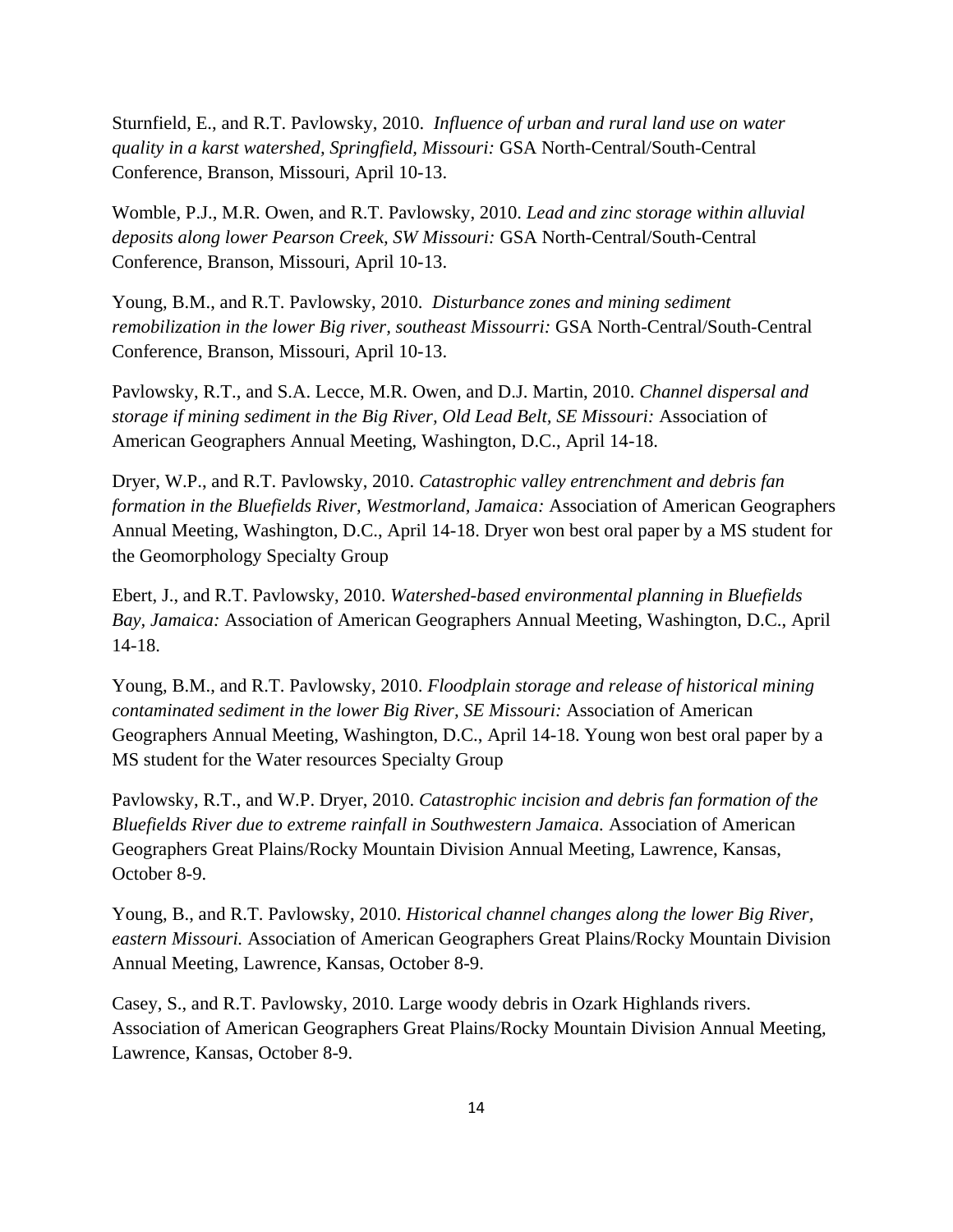Sturnfield, E., and R.T. Pavlowsky, 2010. *Influence of urban and rural land use on water quality in a karst watershed, Springfield, Missouri:* GSA North-Central/South-Central Conference, Branson, Missouri, April 10-13.

Womble, P.J., M.R. Owen, and R.T. Pavlowsky, 2010. *Lead and zinc storage within alluvial deposits along lower Pearson Creek, SW Missouri:* GSA North-Central/South-Central Conference, Branson, Missouri, April 10-13.

Young, B.M., and R.T. Pavlowsky, 2010. *Disturbance zones and mining sediment remobilization in the lower Big river, southeast Missourri:* GSA North-Central/South-Central Conference, Branson, Missouri, April 10-13.

Pavlowsky, R.T., and S.A. Lecce, M.R. Owen, and D.J. Martin, 2010. *Channel dispersal and storage if mining sediment in the Big River, Old Lead Belt, SE Missouri:* Association of American Geographers Annual Meeting, Washington, D.C., April 14-18.

Dryer, W.P., and R.T. Pavlowsky, 2010. *Catastrophic valley entrenchment and debris fan formation in the Bluefields River, Westmorland, Jamaica:* Association of American Geographers Annual Meeting, Washington, D.C., April 14-18. Dryer won best oral paper by a MS student for the Geomorphology Specialty Group

Ebert, J., and R.T. Pavlowsky, 2010. *Watershed-based environmental planning in Bluefields Bay, Jamaica:* Association of American Geographers Annual Meeting, Washington, D.C., April 14-18.

Young, B.M., and R.T. Pavlowsky, 2010. *Floodplain storage and release of historical mining contaminated sediment in the lower Big River, SE Missouri:* Association of American Geographers Annual Meeting, Washington, D.C., April 14-18. Young won best oral paper by a MS student for the Water resources Specialty Group

Pavlowsky, R.T., and W.P. Dryer, 2010. *Catastrophic incision and debris fan formation of the Bluefields River due to extreme rainfall in Southwestern Jamaica.* Association of American Geographers Great Plains/Rocky Mountain Division Annual Meeting, Lawrence, Kansas, October 8-9.

Young, B., and R.T. Pavlowsky, 2010. *Historical channel changes along the lower Big River, eastern Missouri.* Association of American Geographers Great Plains/Rocky Mountain Division Annual Meeting, Lawrence, Kansas, October 8-9.

Casey, S., and R.T. Pavlowsky, 2010. Large woody debris in Ozark Highlands rivers. Association of American Geographers Great Plains/Rocky Mountain Division Annual Meeting, Lawrence, Kansas, October 8-9.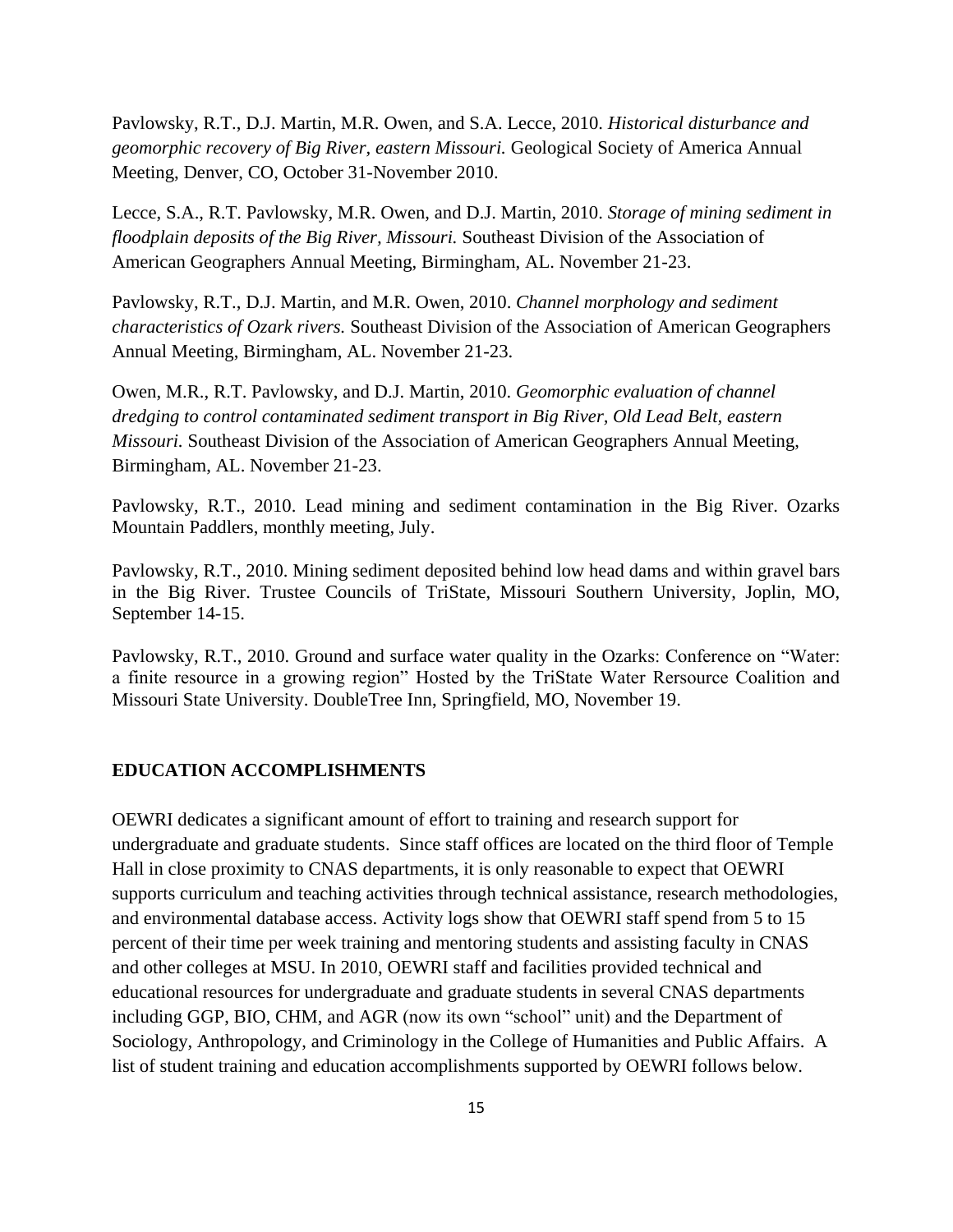Pavlowsky, R.T., D.J. Martin, M.R. Owen, and S.A. Lecce, 2010. *Historical disturbance and geomorphic recovery of Big River, eastern Missouri.* Geological Society of America Annual Meeting, Denver, CO, October 31-November 2010.

Lecce, S.A., R.T. Pavlowsky, M.R. Owen, and D.J. Martin, 2010. *Storage of mining sediment in floodplain deposits of the Big River, Missouri.* Southeast Division of the Association of American Geographers Annual Meeting, Birmingham, AL. November 21-23.

Pavlowsky, R.T., D.J. Martin, and M.R. Owen, 2010. *Channel morphology and sediment characteristics of Ozark rivers.* Southeast Division of the Association of American Geographers Annual Meeting, Birmingham, AL. November 21-23.

Owen, M.R., R.T. Pavlowsky, and D.J. Martin, 2010. *Geomorphic evaluation of channel dredging to control contaminated sediment transport in Big River, Old Lead Belt, eastern Missouri.* Southeast Division of the Association of American Geographers Annual Meeting, Birmingham, AL. November 21-23.

Pavlowsky, R.T., 2010. Lead mining and sediment contamination in the Big River. Ozarks Mountain Paddlers, monthly meeting, July.

Pavlowsky, R.T., 2010. Mining sediment deposited behind low head dams and within gravel bars in the Big River. Trustee Councils of TriState, Missouri Southern University, Joplin, MO, September 14-15.

Pavlowsky, R.T., 2010. Ground and surface water quality in the Ozarks: Conference on "Water: a finite resource in a growing region" Hosted by the TriState Water Rersource Coalition and Missouri State University. DoubleTree Inn, Springfield, MO, November 19.

## EDUCATION ACCOMPLISHMENTS

OEWRI dedicates a significant amount of effort to training and research support for undergraduate and graduate students. Since staff offices are located on the third floor of Temple Hall in close proximity to CNAS departments, it is only reasonable to expect that OEWRI supports curriculum and teaching activities through technical assistance, research methodologies, and environmental database access. Activity logs show that OEWRI staff spend from 5 to 15 percent of their time per week training and mentoring students and assisting faculty in CNAS and other colleges at MSU. In 2010, OEWRI staff and facilities provided technical and educational resources for undergraduate and graduate students in several CNAS departments including GGP, BIO, CHM, and AGR (now its own "school" unit) and the Department of Sociology, Anthropology, and Criminology in the College of Humanities and Public Affairs. A list of student training and education accomplishments supported by OEWRI follows below.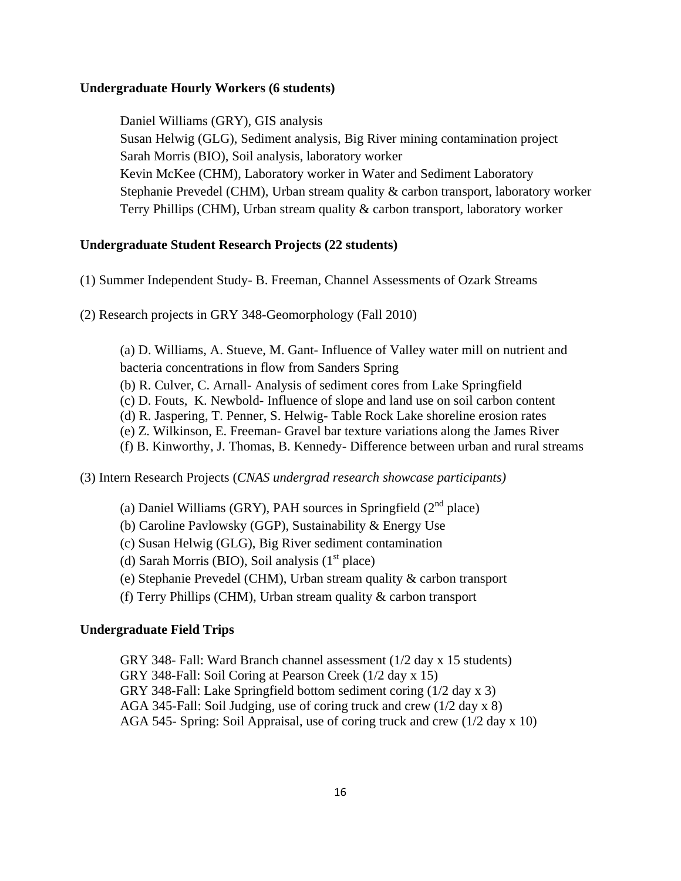**Undergraduate Hourly Workers (6 students)**

Daniel Williams (GRY), GIS analysis
Susan Helwig (GLG), Sediment analysis, Big River mining contamination project
Sarah Morris (BIO), Soil analysis, laboratory worker
Kevin McKee (CHM), Laboratory worker in Water and Sediment Laboratory
Stephanie Prevedel (CHM), Urban stream quality & carbon transport, laboratory worker
Terry Phillips (CHM), Urban stream quality & carbon transport, laboratory worker

**Undergraduate Student Research Projects (22 students)**

(1) Summer Independent Study- B. Freeman, Channel Assessments of Ozark Streams

(2) Research projects in GRY 348-Geomorphology (Fall 2010)

(a) D. Williams, A. Stueve, M. Gant- Influence of Valley water mill on nutrient and bacteria concentrations in flow from Sanders Spring
(b) R. Culver, C. Arnall- Analysis of sediment cores from Lake Springfield
(c) D. Fouts, K. Newbold- Influence of slope and land use on soil carbon content
(d) R. Jaspering, T. Penner, S. Helwig- Table Rock Lake shoreline erosion rates
(e) Z. Wilkinson, E. Freeman- Gravel bar texture variations along the James River
(f) B. Kinworthy, J. Thomas, B. Kennedy- Difference between urban and rural streams

(3) Intern Research Projects (*CNAS undergrad research showcase participants)*

(a) Daniel Williams (GRY), PAH sources in Springfield (2nd place)
(b) Caroline Pavlowsky (GGP), Sustainability & Energy Use
(c) Susan Helwig (GLG), Big River sediment contamination
(d) Sarah Morris (BIO), Soil analysis (1st place)
(e) Stephanie Prevedel (CHM), Urban stream quality & carbon transport
(f) Terry Phillips (CHM), Urban stream quality & carbon transport

**Undergraduate Field Trips**

GRY 348- Fall: Ward Branch channel assessment (1/2 day x 15 students)
GRY 348-Fall: Soil Coring at Pearson Creek (1/2 day x 15)
GRY 348-Fall: Lake Springfield bottom sediment coring (1/2 day x 3)
AGA 345-Fall: Soil Judging, use of coring truck and crew (1/2 day x 8)
AGA 545- Spring: Soil Appraisal, use of coring truck and crew (1/2 day x 10)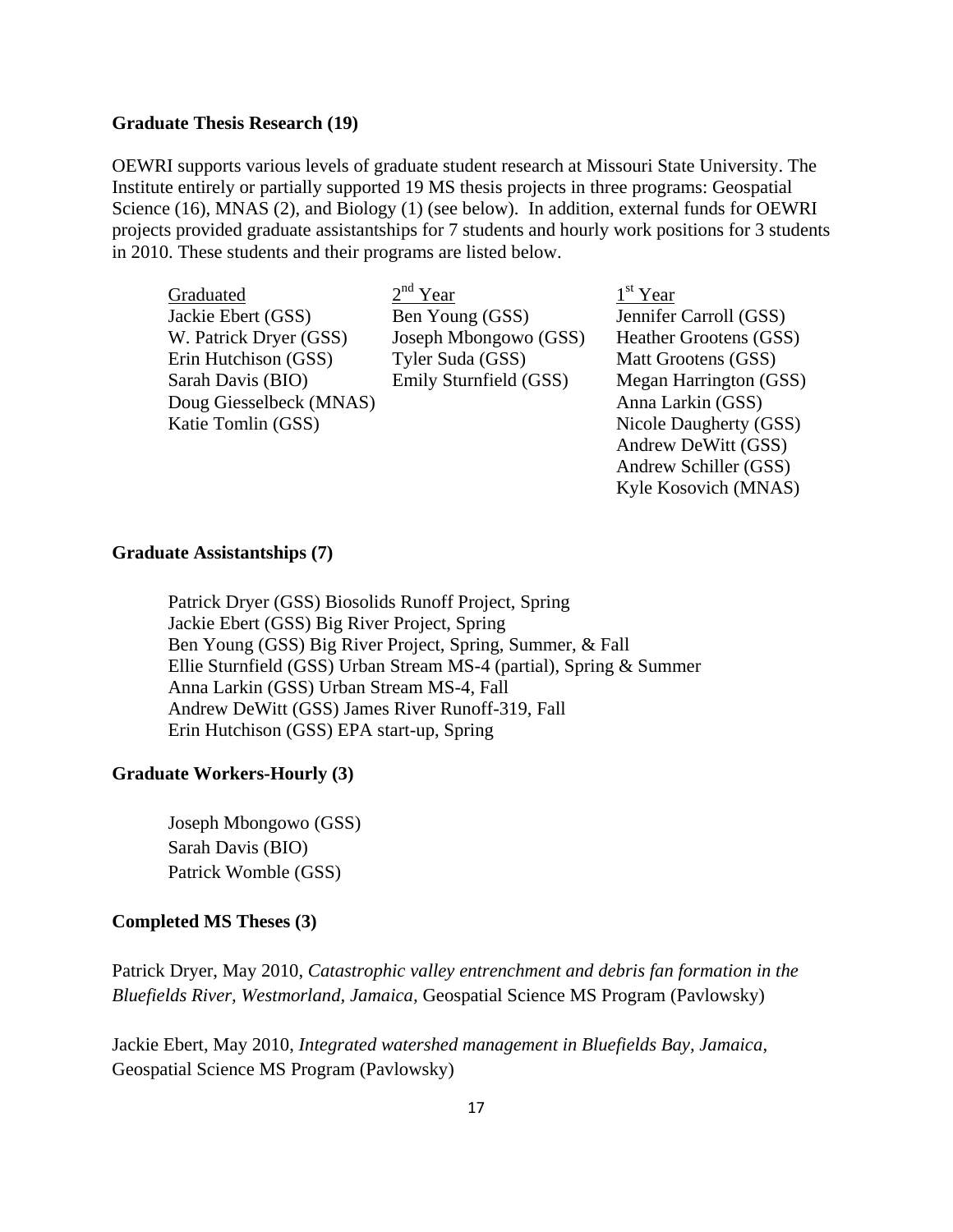**Graduate Thesis Research (19)**

OEWRI supports various levels of graduate student research at Missouri State University. The Institute entirely or partially supported 19 MS thesis projects in three programs: Geospatial Science (16), MNAS (2), and Biology (1) (see below). In addition, external funds for OEWRI projects provided graduate assistantships for 7 students and hourly work positions for 3 students in 2010. These students and their programs are listed below.

| Graduated | 2nd Year | 1st Year |
|---|---|---|
| Jackie Ebert (GSS) | Ben Young (GSS) | Jennifer Carroll (GSS) |
| W. Patrick Dryer (GSS) | Joseph Mbongowo (GSS) | Heather Grootens (GSS) |
| Erin Hutchison (GSS) | Tyler Suda (GSS) | Matt Grootens (GSS) |
| Sarah Davis (BIO) | Emily Sturnfield (GSS) | Megan Harrington (GSS) |
| Doug Giesselbeck (MNAS) | | Anna Larkin (GSS) |
| Katie Tomlin (GSS) | | Nicole Daugherty (GSS) |
| | | Andrew DeWitt (GSS) |
| | | Andrew Schiller (GSS) |
| | | Kyle Kosovich (MNAS) |

**Graduate Assistantships (7)**

Patrick Dryer (GSS) Biosolids Runoff Project, Spring
Jackie Ebert (GSS) Big River Project, Spring
Ben Young (GSS) Big River Project, Spring, Summer, & Fall
Ellie Sturnfield (GSS) Urban Stream MS-4 (partial), Spring & Summer
Anna Larkin (GSS) Urban Stream MS-4, Fall
Andrew DeWitt (GSS) James River Runoff-319, Fall
Erin Hutchison (GSS) EPA start-up, Spring

**Graduate Workers-Hourly (3)**

Joseph Mbongowo (GSS)
Sarah Davis (BIO)
Patrick Womble (GSS)

**Completed MS Theses (3)**

Patrick Dryer, May 2010, *Catastrophic valley entrenchment and debris fan formation in the Bluefields River, Westmorland, Jamaica,* Geospatial Science MS Program (Pavlowsky)

Jackie Ebert, May 2010, *Integrated watershed management in Bluefields Bay, Jamaica*, Geospatial Science MS Program (Pavlowsky)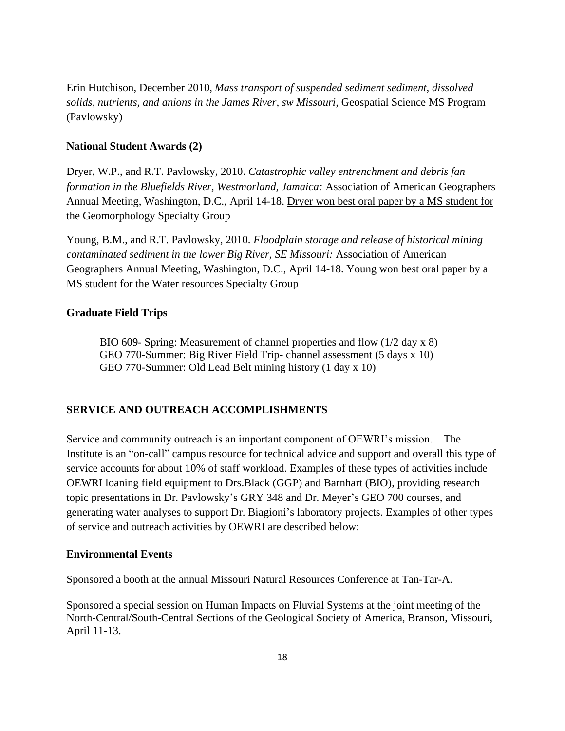Erin Hutchison, December 2010, *Mass transport of suspended sediment sediment, dissolved solids, nutrients, and anions in the James River, sw Missouri*, Geospatial Science MS Program (Pavlowsky)

**National Student Awards (2)**

Dryer, W.P., and R.T. Pavlowsky, 2010. *Catastrophic valley entrenchment and debris fan formation in the Bluefields River, Westmorland, Jamaica:* Association of American Geographers Annual Meeting, Washington, D.C., April 14-18. <u>Dryer won best oral paper by a MS student for the Geomorphology Specialty Group</u>

Young, B.M., and R.T. Pavlowsky, 2010. *Floodplain storage and release of historical mining contaminated sediment in the lower Big River, SE Missouri:* Association of American Geographers Annual Meeting, Washington, D.C., April 14-18. <u>Young won best oral paper by a MS student for the Water resources Specialty Group</u>

**Graduate Field Trips**

BIO 609- Spring: Measurement of channel properties and flow (1/2 day x 8)
GEO 770-Summer: Big River Field Trip- channel assessment (5 days x 10)
GEO 770-Summer: Old Lead Belt mining history (1 day x 10)

## SERVICE AND OUTREACH ACCOMPLISHMENTS

Service and community outreach is an important component of OEWRI's mission. The Institute is an "on-call" campus resource for technical advice and support and overall this type of service accounts for about 10% of staff workload. Examples of these types of activities include OEWRI loaning field equipment to Drs.Black (GGP) and Barnhart (BIO), providing research topic presentations in Dr. Pavlowsky's GRY 348 and Dr. Meyer's GEO 700 courses, and generating water analyses to support Dr. Biagioni's laboratory projects. Examples of other types of service and outreach activities by OEWRI are described below:

**Environmental Events**

Sponsored a booth at the annual Missouri Natural Resources Conference at Tan-Tar-A.

Sponsored a special session on Human Impacts on Fluvial Systems at the joint meeting of the North-Central/South-Central Sections of the Geological Society of America, Branson, Missouri, April 11-13.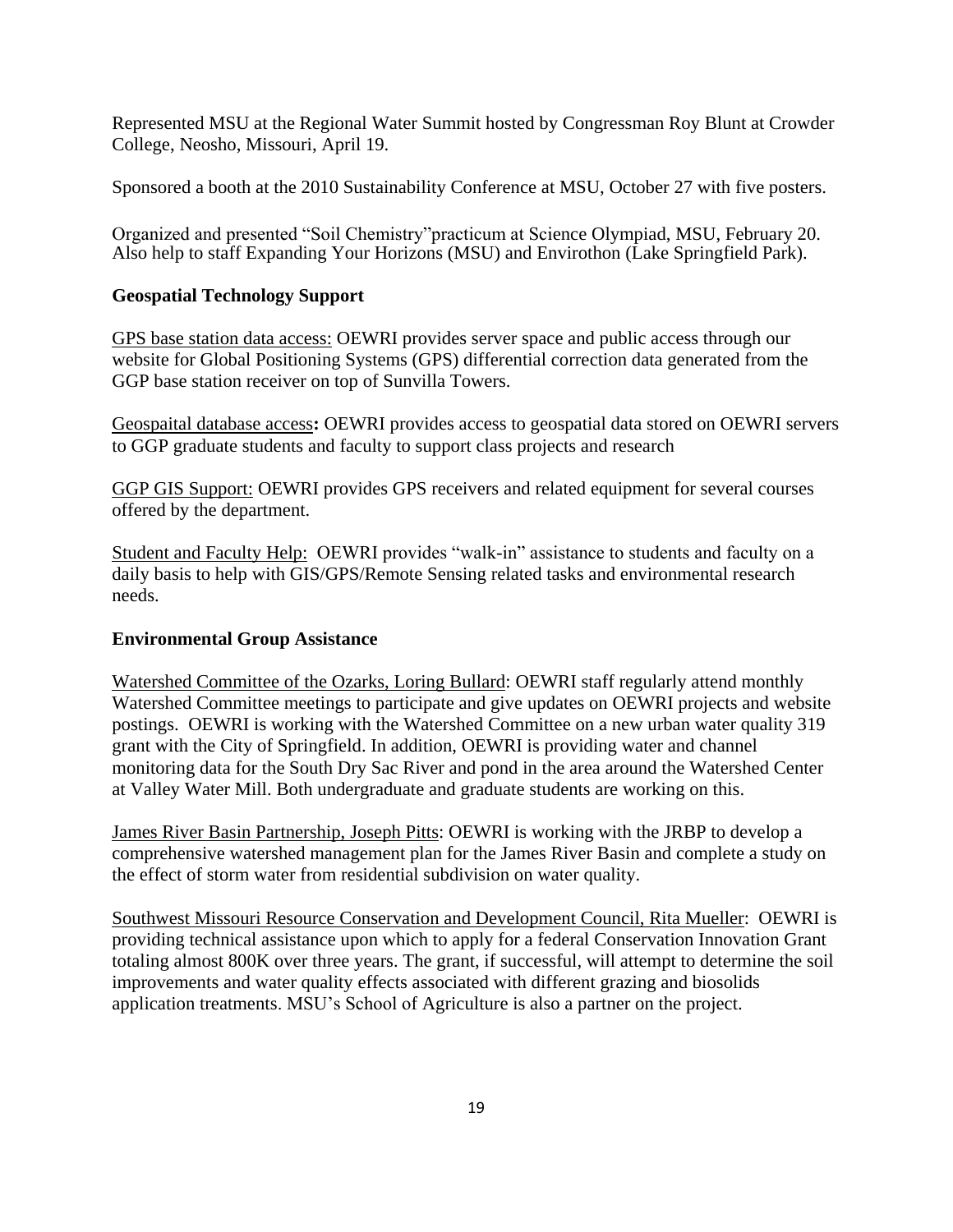Represented MSU at the Regional Water Summit hosted by Congressman Roy Blunt at Crowder College, Neosho, Missouri, April 19.

Sponsored a booth at the 2010 Sustainability Conference at MSU, October 27 with five posters.

Organized and presented "Soil Chemistry"practicum at Science Olympiad, MSU, February 20. Also help to staff Expanding Your Horizons (MSU) and Envirothon (Lake Springfield Park).

**Geospatial Technology Support**

GPS base station data access: OEWRI provides server space and public access through our website for Global Positioning Systems (GPS) differential correction data generated from the GGP base station receiver on top of Sunvilla Towers.

Geospaital database access**:** OEWRI provides access to geospatial data stored on OEWRI servers to GGP graduate students and faculty to support class projects and research

GGP GIS Support: OEWRI provides GPS receivers and related equipment for several courses offered by the department.

Student and Faculty Help: OEWRI provides "walk-in" assistance to students and faculty on a daily basis to help with GIS/GPS/Remote Sensing related tasks and environmental research needs.

**Environmental Group Assistance**

Watershed Committee of the Ozarks, Loring Bullard: OEWRI staff regularly attend monthly Watershed Committee meetings to participate and give updates on OEWRI projects and website postings. OEWRI is working with the Watershed Committee on a new urban water quality 319 grant with the City of Springfield. In addition, OEWRI is providing water and channel monitoring data for the South Dry Sac River and pond in the area around the Watershed Center at Valley Water Mill. Both undergraduate and graduate students are working on this.

James River Basin Partnership, Joseph Pitts: OEWRI is working with the JRBP to develop a comprehensive watershed management plan for the James River Basin and complete a study on the effect of storm water from residential subdivision on water quality.

Southwest Missouri Resource Conservation and Development Council, Rita Mueller: OEWRI is providing technical assistance upon which to apply for a federal Conservation Innovation Grant totaling almost 800K over three years. The grant, if successful, will attempt to determine the soil improvements and water quality effects associated with different grazing and biosolids application treatments. MSU's School of Agriculture is also a partner on the project.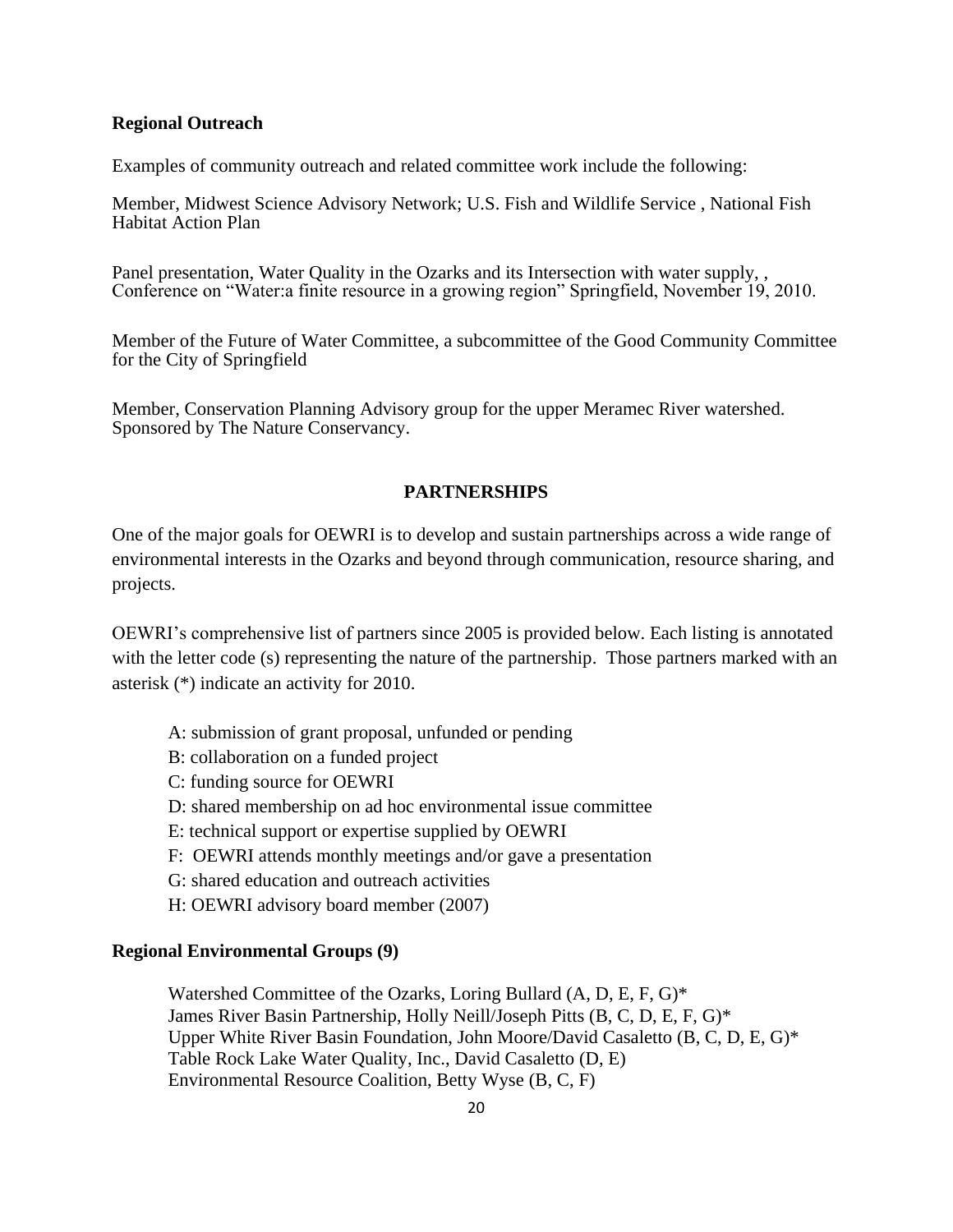**Regional Outreach**

Examples of community outreach and related committee work include the following:

Member, Midwest Science Advisory Network; U.S. Fish and Wildlife Service , National Fish Habitat Action Plan

Panel presentation, Water Quality in the Ozarks and its Intersection with water supply, , Conference on "Water:a finite resource in a growing region" Springfield, November 19, 2010.

Member of the Future of Water Committee, a subcommittee of the Good Community Committee for the City of Springfield

Member, Conservation Planning Advisory group for the upper Meramec River watershed. Sponsored by The Nature Conservancy.

## PARTNERSHIPS

One of the major goals for OEWRI is to develop and sustain partnerships across a wide range of environmental interests in the Ozarks and beyond through communication, resource sharing, and projects.

OEWRI's comprehensive list of partners since 2005 is provided below. Each listing is annotated with the letter code (s) representing the nature of the partnership. Those partners marked with an asterisk (*) indicate an activity for 2010.

- A: submission of grant proposal, unfunded or pending
- B: collaboration on a funded project
- C: funding source for OEWRI
- D: shared membership on ad hoc environmental issue committee
- E: technical support or expertise supplied by OEWRI
- F: OEWRI attends monthly meetings and/or gave a presentation
- G: shared education and outreach activities
- H: OEWRI advisory board member (2007)

**Regional Environmental Groups (9)**

Watershed Committee of the Ozarks, Loring Bullard (A, D, E, F, G)*
James River Basin Partnership, Holly Neill/Joseph Pitts (B, C, D, E, F, G)*
Upper White River Basin Foundation, John Moore/David Casaletto (B, C, D, E, G)*
Table Rock Lake Water Quality, Inc., David Casaletto (D, E)
Environmental Resource Coalition, Betty Wyse (B, C, F)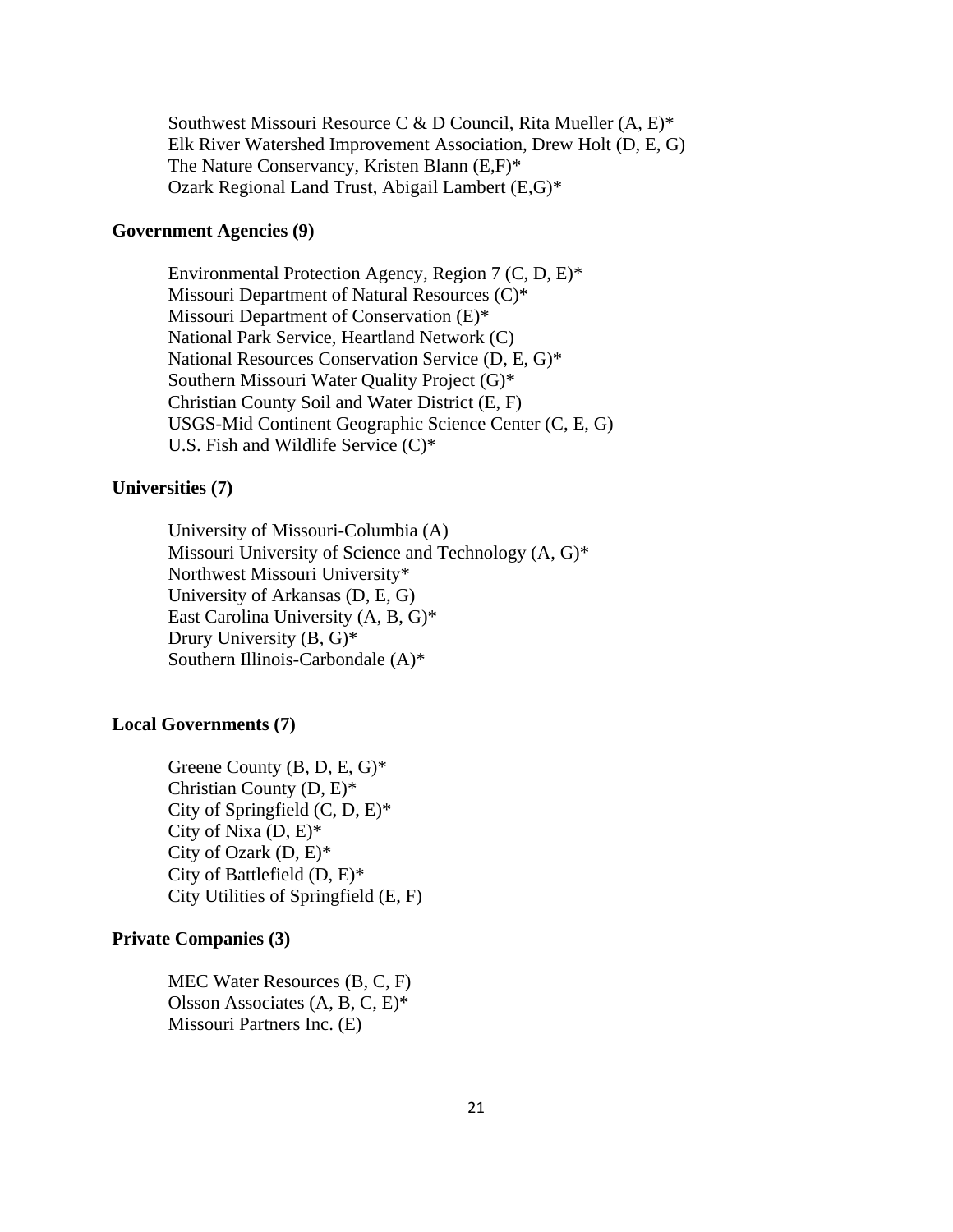Southwest Missouri Resource C & D Council, Rita Mueller (A, E)*
Elk River Watershed Improvement Association, Drew Holt (D, E, G)
The Nature Conservancy, Kristen Blann (E,F)*
Ozark Regional Land Trust, Abigail Lambert (E,G)*

**Government Agencies (9)**

Environmental Protection Agency, Region 7 (C, D, E)*
Missouri Department of Natural Resources (C)*
Missouri Department of Conservation (E)*
National Park Service, Heartland Network (C)
National Resources Conservation Service (D, E, G)*
Southern Missouri Water Quality Project (G)*
Christian County Soil and Water District (E, F)
USGS-Mid Continent Geographic Science Center (C, E, G)
U.S. Fish and Wildlife Service (C)*

**Universities (7)**

University of Missouri-Columbia (A)
Missouri University of Science and Technology (A, G)*
Northwest Missouri University*
University of Arkansas (D, E, G)
East Carolina University (A, B, G)*
Drury University (B, G)*
Southern Illinois-Carbondale (A)*

**Local Governments (7)**

Greene County (B, D, E, G)*
Christian County (D, E)*
City of Springfield (C, D, E)*
City of Nixa (D, E)*
City of Ozark (D, E)*
City of Battlefield (D, E)*
City Utilities of Springfield (E, F)

**Private Companies (3)**

MEC Water Resources (B, C, F)
Olsson Associates (A, B, C, E)*
Missouri Partners Inc. (E)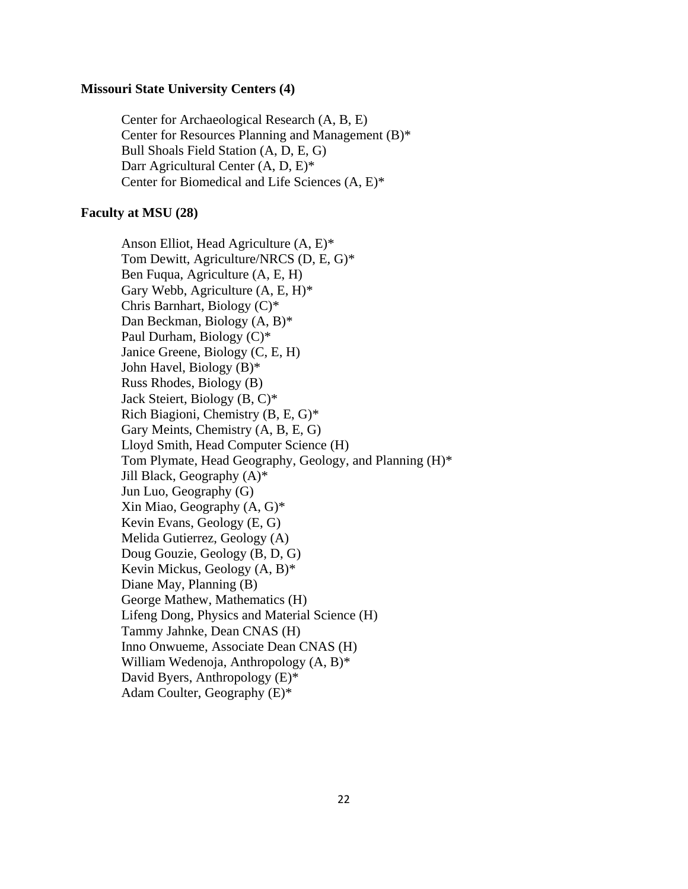**Missouri State University Centers (4)**

Center for Archaeological Research (A, B, E)
Center for Resources Planning and Management (B)*
Bull Shoals Field Station (A, D, E, G)
Darr Agricultural Center (A, D, E)*
Center for Biomedical and Life Sciences (A, E)*

**Faculty at MSU (28)**

Anson Elliot, Head Agriculture (A, E)*
Tom Dewitt, Agriculture/NRCS (D, E, G)*
Ben Fuqua, Agriculture (A, E, H)
Gary Webb, Agriculture (A, E, H)*
Chris Barnhart, Biology (C)*
Dan Beckman, Biology (A, B)*
Paul Durham, Biology (C)*
Janice Greene, Biology (C, E, H)
John Havel, Biology (B)*
Russ Rhodes, Biology (B)
Jack Steiert, Biology (B, C)*
Rich Biagioni, Chemistry (B, E, G)*
Gary Meints, Chemistry (A, B, E, G)
Lloyd Smith, Head Computer Science (H)
Tom Plymate, Head Geography, Geology, and Planning (H)*
Jill Black, Geography (A)*
Jun Luo, Geography (G)
Xin Miao, Geography (A, G)*
Kevin Evans, Geology (E, G)
Melida Gutierrez, Geology (A)
Doug Gouzie, Geology (B, D, G)
Kevin Mickus, Geology (A, B)*
Diane May, Planning (B)
George Mathew, Mathematics (H)
Lifeng Dong, Physics and Material Science (H)
Tammy Jahnke, Dean CNAS (H)
Inno Onwueme, Associate Dean CNAS (H)
William Wedenoja, Anthropology (A, B)*
David Byers, Anthropology (E)*
Adam Coulter, Geography (E)*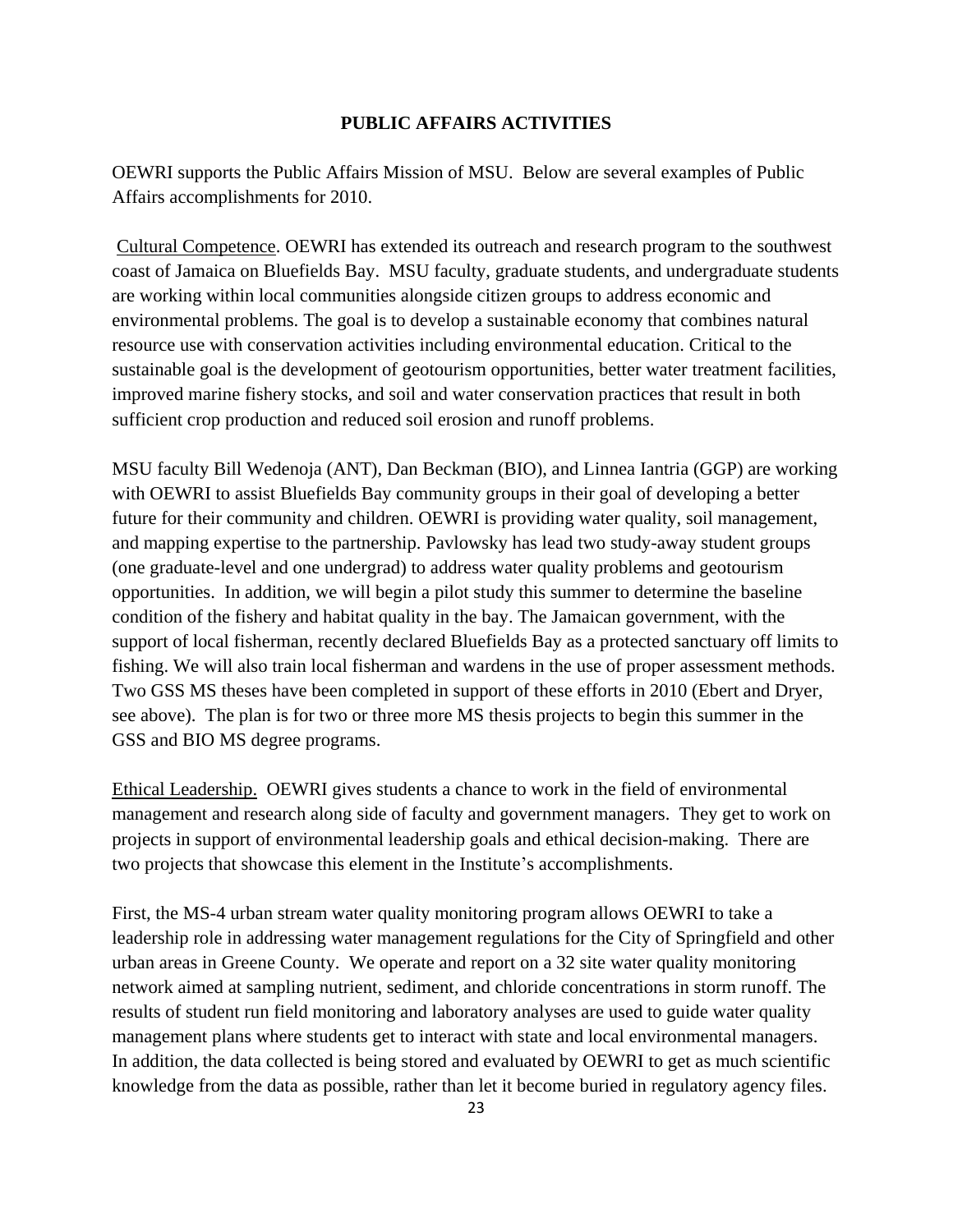## PUBLIC AFFAIRS ACTIVITIES

OEWRI supports the Public Affairs Mission of MSU. Below are several examples of Public Affairs accomplishments for 2010.

Cultural Competence. OEWRI has extended its outreach and research program to the southwest coast of Jamaica on Bluefields Bay. MSU faculty, graduate students, and undergraduate students are working within local communities alongside citizen groups to address economic and environmental problems. The goal is to develop a sustainable economy that combines natural resource use with conservation activities including environmental education. Critical to the sustainable goal is the development of geotourism opportunities, better water treatment facilities, improved marine fishery stocks, and soil and water conservation practices that result in both sufficient crop production and reduced soil erosion and runoff problems.

MSU faculty Bill Wedenoja (ANT), Dan Beckman (BIO), and Linnea Iantria (GGP) are working with OEWRI to assist Bluefields Bay community groups in their goal of developing a better future for their community and children. OEWRI is providing water quality, soil management, and mapping expertise to the partnership. Pavlowsky has lead two study-away student groups (one graduate-level and one undergrad) to address water quality problems and geotourism opportunities. In addition, we will begin a pilot study this summer to determine the baseline condition of the fishery and habitat quality in the bay. The Jamaican government, with the support of local fisherman, recently declared Bluefields Bay as a protected sanctuary off limits to fishing. We will also train local fisherman and wardens in the use of proper assessment methods. Two GSS MS theses have been completed in support of these efforts in 2010 (Ebert and Dryer, see above). The plan is for two or three more MS thesis projects to begin this summer in the GSS and BIO MS degree programs.

Ethical Leadership. OEWRI gives students a chance to work in the field of environmental management and research along side of faculty and government managers. They get to work on projects in support of environmental leadership goals and ethical decision-making. There are two projects that showcase this element in the Institute's accomplishments.

First, the MS-4 urban stream water quality monitoring program allows OEWRI to take a leadership role in addressing water management regulations for the City of Springfield and other urban areas in Greene County. We operate and report on a 32 site water quality monitoring network aimed at sampling nutrient, sediment, and chloride concentrations in storm runoff. The results of student run field monitoring and laboratory analyses are used to guide water quality management plans where students get to interact with state and local environmental managers. In addition, the data collected is being stored and evaluated by OEWRI to get as much scientific knowledge from the data as possible, rather than let it become buried in regulatory agency files.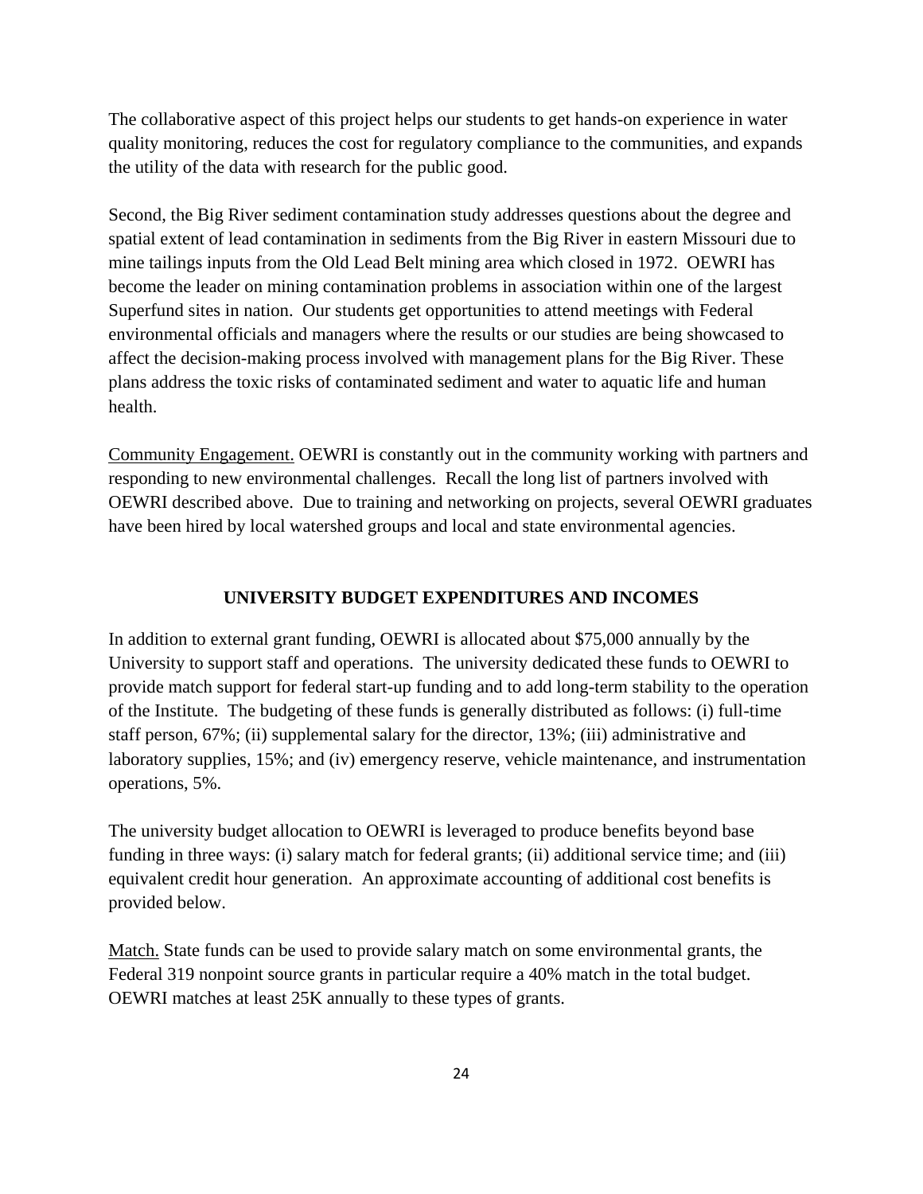The collaborative aspect of this project helps our students to get hands-on experience in water quality monitoring, reduces the cost for regulatory compliance to the communities, and expands the utility of the data with research for the public good.

Second, the Big River sediment contamination study addresses questions about the degree and spatial extent of lead contamination in sediments from the Big River in eastern Missouri due to mine tailings inputs from the Old Lead Belt mining area which closed in 1972. OEWRI has become the leader on mining contamination problems in association within one of the largest Superfund sites in nation. Our students get opportunities to attend meetings with Federal environmental officials and managers where the results or our studies are being showcased to affect the decision-making process involved with management plans for the Big River. These plans address the toxic risks of contaminated sediment and water to aquatic life and human health.

<u>Community Engagement.</u> OEWRI is constantly out in the community working with partners and responding to new environmental challenges. Recall the long list of partners involved with OEWRI described above. Due to training and networking on projects, several OEWRI graduates have been hired by local watershed groups and local and state environmental agencies.

## UNIVERSITY BUDGET EXPENDITURES AND INCOMES

In addition to external grant funding, OEWRI is allocated about $75,000 annually by the University to support staff and operations. The university dedicated these funds to OEWRI to provide match support for federal start-up funding and to add long-term stability to the operation of the Institute. The budgeting of these funds is generally distributed as follows: (i) full-time staff person, 67%; (ii) supplemental salary for the director, 13%; (iii) administrative and laboratory supplies, 15%; and (iv) emergency reserve, vehicle maintenance, and instrumentation operations, 5%.

The university budget allocation to OEWRI is leveraged to produce benefits beyond base funding in three ways: (i) salary match for federal grants; (ii) additional service time; and (iii) equivalent credit hour generation. An approximate accounting of additional cost benefits is provided below.

<u>Match.</u> State funds can be used to provide salary match on some environmental grants, the Federal 319 nonpoint source grants in particular require a 40% match in the total budget. OEWRI matches at least 25K annually to these types of grants.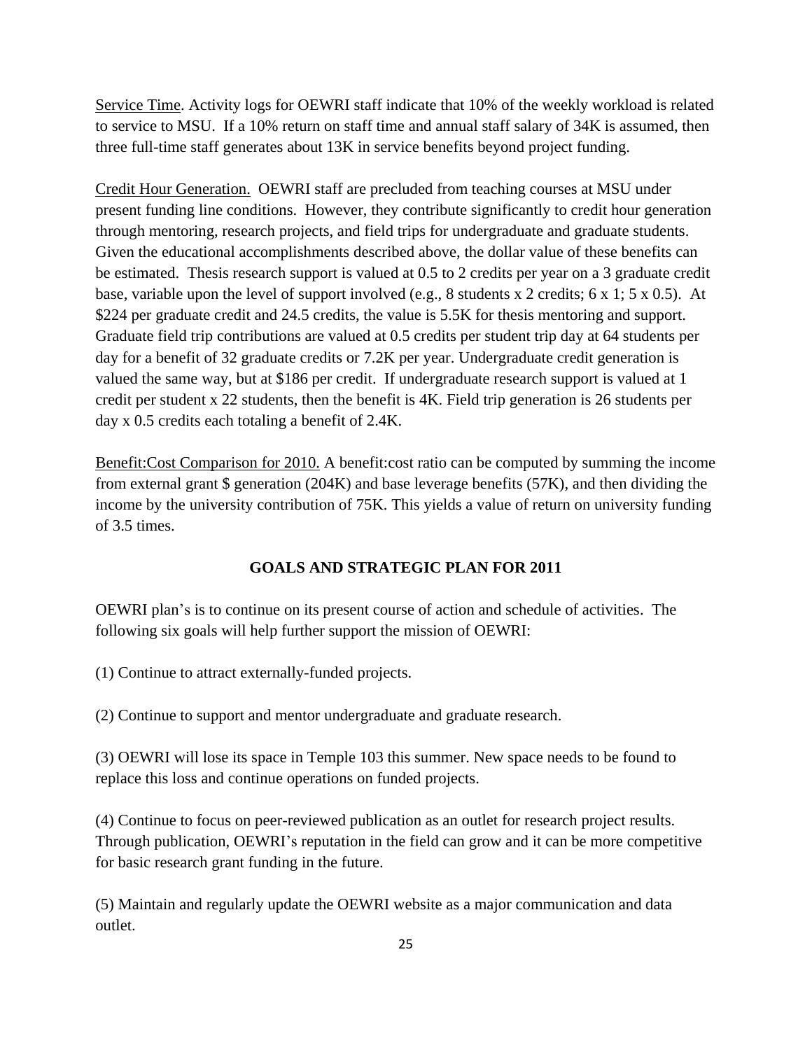Service Time. Activity logs for OEWRI staff indicate that 10% of the weekly workload is related to service to MSU. If a 10% return on staff time and annual staff salary of 34K is assumed, then three full-time staff generates about 13K in service benefits beyond project funding.

Credit Hour Generation. OEWRI staff are precluded from teaching courses at MSU under present funding line conditions. However, they contribute significantly to credit hour generation through mentoring, research projects, and field trips for undergraduate and graduate students. Given the educational accomplishments described above, the dollar value of these benefits can be estimated. Thesis research support is valued at 0.5 to 2 credits per year on a 3 graduate credit base, variable upon the level of support involved (e.g., 8 students x 2 credits; 6 x 1; 5 x 0.5). At $224 per graduate credit and 24.5 credits, the value is 5.5K for thesis mentoring and support. Graduate field trip contributions are valued at 0.5 credits per student trip day at 64 students per day for a benefit of 32 graduate credits or 7.2K per year. Undergraduate credit generation is valued the same way, but at $186 per credit. If undergraduate research support is valued at 1 credit per student x 22 students, then the benefit is 4K. Field trip generation is 26 students per day x 0.5 credits each totaling a benefit of 2.4K.

Benefit:Cost Comparison for 2010. A benefit:cost ratio can be computed by summing the income from external grant $ generation (204K) and base leverage benefits (57K), and then dividing the income by the university contribution of 75K. This yields a value of return on university funding of 3.5 times.

## GOALS AND STRATEGIC PLAN FOR 2011

OEWRI plan's is to continue on its present course of action and schedule of activities. The following six goals will help further support the mission of OEWRI:

(1) Continue to attract externally-funded projects.

(2) Continue to support and mentor undergraduate and graduate research.

(3) OEWRI will lose its space in Temple 103 this summer. New space needs to be found to replace this loss and continue operations on funded projects.

(4) Continue to focus on peer-reviewed publication as an outlet for research project results. Through publication, OEWRI's reputation in the field can grow and it can be more competitive for basic research grant funding in the future.

(5) Maintain and regularly update the OEWRI website as a major communication and data outlet.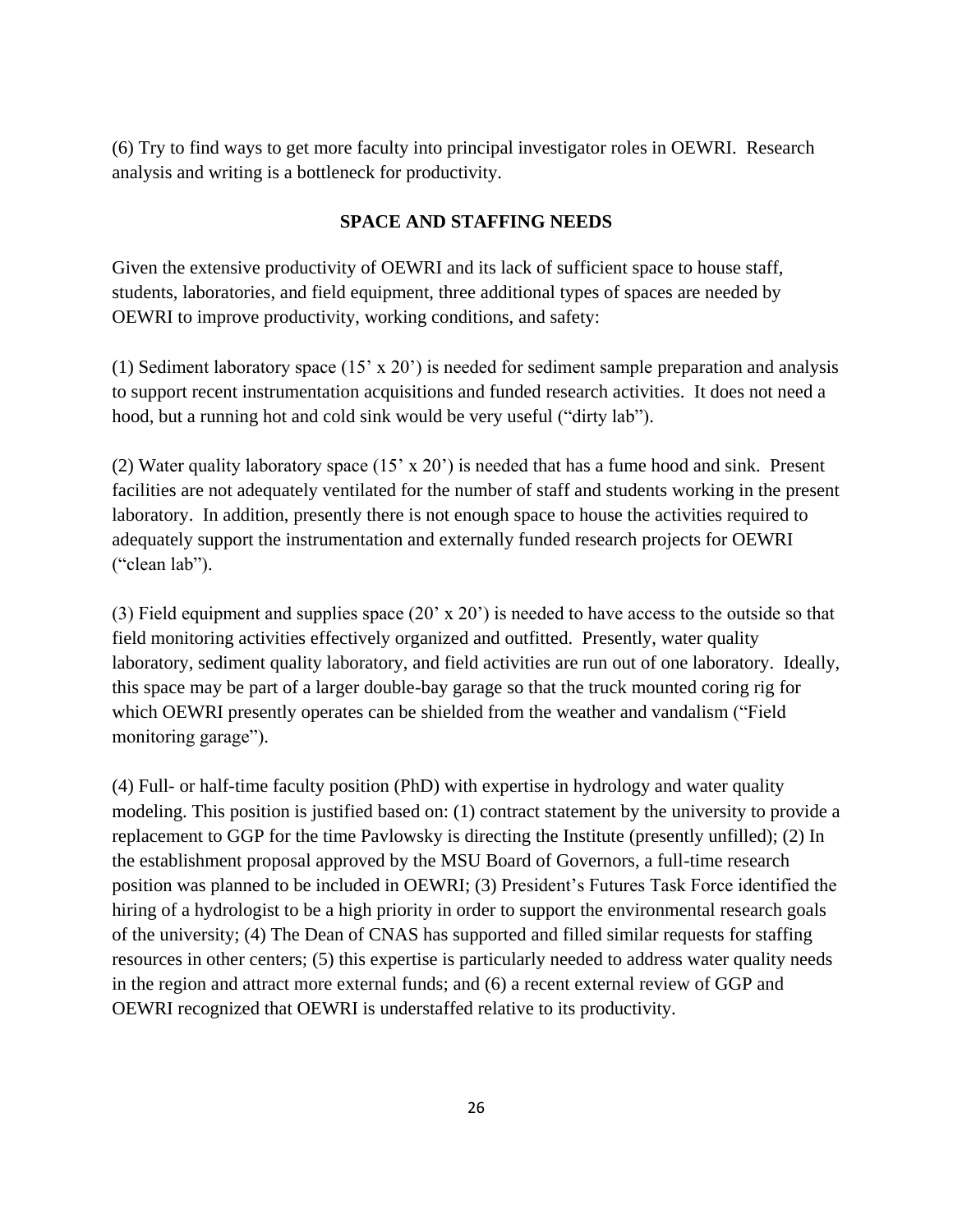(6) Try to find ways to get more faculty into principal investigator roles in OEWRI. Research analysis and writing is a bottleneck for productivity.

## SPACE AND STAFFING NEEDS

Given the extensive productivity of OEWRI and its lack of sufficient space to house staff, students, laboratories, and field equipment, three additional types of spaces are needed by OEWRI to improve productivity, working conditions, and safety:

(1) Sediment laboratory space (15' x 20') is needed for sediment sample preparation and analysis to support recent instrumentation acquisitions and funded research activities. It does not need a hood, but a running hot and cold sink would be very useful ("dirty lab").

(2) Water quality laboratory space (15' x 20') is needed that has a fume hood and sink. Present facilities are not adequately ventilated for the number of staff and students working in the present laboratory. In addition, presently there is not enough space to house the activities required to adequately support the instrumentation and externally funded research projects for OEWRI ("clean lab").

(3) Field equipment and supplies space (20' x 20') is needed to have access to the outside so that field monitoring activities effectively organized and outfitted. Presently, water quality laboratory, sediment quality laboratory, and field activities are run out of one laboratory. Ideally, this space may be part of a larger double-bay garage so that the truck mounted coring rig for which OEWRI presently operates can be shielded from the weather and vandalism ("Field monitoring garage").

(4) Full- or half-time faculty position (PhD) with expertise in hydrology and water quality modeling. This position is justified based on: (1) contract statement by the university to provide a replacement to GGP for the time Pavlowsky is directing the Institute (presently unfilled); (2) In the establishment proposal approved by the MSU Board of Governors, a full-time research position was planned to be included in OEWRI; (3) President's Futures Task Force identified the hiring of a hydrologist to be a high priority in order to support the environmental research goals of the university; (4) The Dean of CNAS has supported and filled similar requests for staffing resources in other centers; (5) this expertise is particularly needed to address water quality needs in the region and attract more external funds; and (6) a recent external review of GGP and OEWRI recognized that OEWRI is understaffed relative to its productivity.